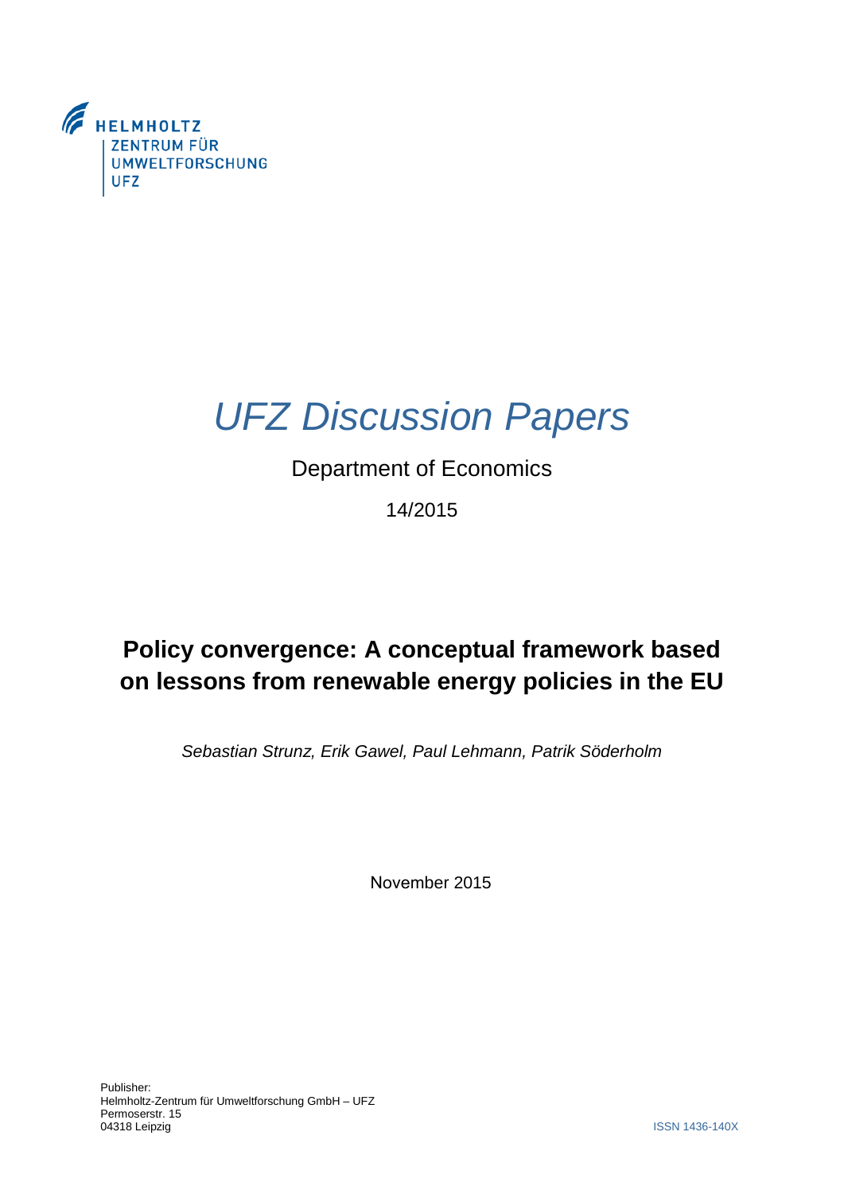HELMHOLTZ
ZENTRUM FÜR
UMWELTFORSCHUNG
UFZ

# *UFZ Discussion Papers*

Department of Economics

14/2015

## Policy convergence: A conceptual framework based on lessons from renewable energy policies in the EU

*Sebastian Strunz, Erik Gawel, Paul Lehmann, Patrik Söderholm*

November 2015

Publisher:
Helmholtz-Zentrum für Umweltforschung GmbH – UFZ
Permoserstr. 15
04318 Leipzig

ISSN 1436-140X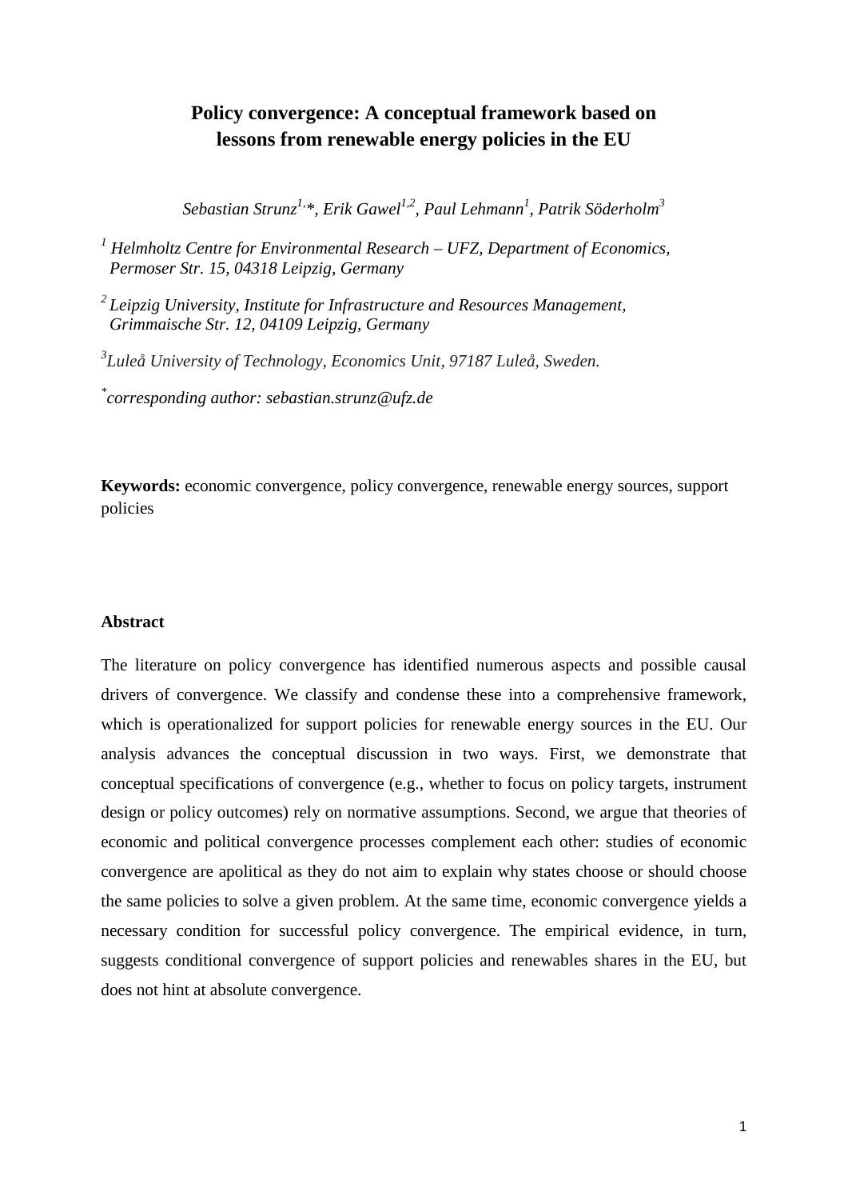# Policy convergence: A conceptual framework based on lessons from renewable energy policies in the EU

*Sebastian Strunz[1,*], Erik Gawel[1,2], Paul Lehmann[1], Patrik Söderholm[3]*

[1] *Helmholtz Centre for Environmental Research – UFZ, Department of Economics, Permoser Str. 15, 04318 Leipzig, Germany*

[2] *Leipzig University, Institute for Infrastructure and Resources Management, Grimmaische Str. 12, 04109 Leipzig, Germany*

[3] *Luleå University of Technology, Economics Unit, 97187 Luleå, Sweden.*

[*] *corresponding author: sebastian.strunz@ufz.de*

**Keywords:** economic convergence, policy convergence, renewable energy sources, support policies

**Abstract**

The literature on policy convergence has identified numerous aspects and possible causal drivers of convergence. We classify and condense these into a comprehensive framework, which is operationalized for support policies for renewable energy sources in the EU. Our analysis advances the conceptual discussion in two ways. First, we demonstrate that conceptual specifications of convergence (e.g., whether to focus on policy targets, instrument design or policy outcomes) rely on normative assumptions. Second, we argue that theories of economic and political convergence processes complement each other: studies of economic convergence are apolitical as they do not aim to explain why states choose or should choose the same policies to solve a given problem. At the same time, economic convergence yields a necessary condition for successful policy convergence. The empirical evidence, in turn, suggests conditional convergence of support policies and renewables shares in the EU, but does not hint at absolute convergence.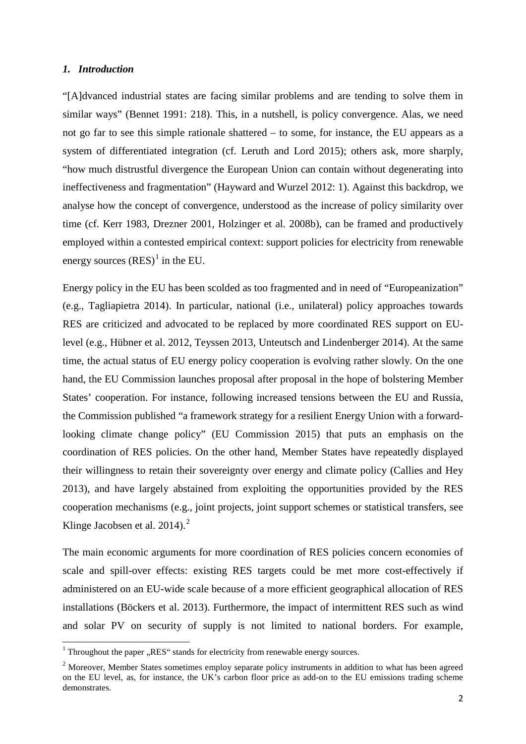## *1. Introduction*

"[A]dvanced industrial states are facing similar problems and are tending to solve them in similar ways" (Bennet 1991: 218). This, in a nutshell, is policy convergence. Alas, we need not go far to see this simple rationale shattered – to some, for instance, the EU appears as a system of differentiated integration (cf. Leruth and Lord 2015); others ask, more sharply, "how much distrustful divergence the European Union can contain without degenerating into ineffectiveness and fragmentation" (Hayward and Wurzel 2012: 1). Against this backdrop, we analyse how the concept of convergence, understood as the increase of policy similarity over time (cf. Kerr 1983, Drezner 2001, Holzinger et al. 2008b), can be framed and productively employed within a contested empirical context: support policies for electricity from renewable energy sources (RES)[1] in the EU.

Energy policy in the EU has been scolded as too fragmented and in need of "Europeanization" (e.g., Tagliapietra 2014). In particular, national (i.e., unilateral) policy approaches towards RES are criticized and advocated to be replaced by more coordinated RES support on EU-level (e.g., Hübner et al. 2012, Teyssen 2013, Unteutsch and Lindenberger 2014). At the same time, the actual status of EU energy policy cooperation is evolving rather slowly. On the one hand, the EU Commission launches proposal after proposal in the hope of bolstering Member States' cooperation. For instance, following increased tensions between the EU and Russia, the Commission published "a framework strategy for a resilient Energy Union with a forward-looking climate change policy" (EU Commission 2015) that puts an emphasis on the coordination of RES policies. On the other hand, Member States have repeatedly displayed their willingness to retain their sovereignty over energy and climate policy (Callies and Hey 2013), and have largely abstained from exploiting the opportunities provided by the RES cooperation mechanisms (e.g., joint projects, joint support schemes or statistical transfers, see Klinge Jacobsen et al. 2014).[2]

The main economic arguments for more coordination of RES policies concern economies of scale and spill-over effects: existing RES targets could be met more cost-effectively if administered on an EU-wide scale because of a more efficient geographical allocation of RES installations (Böckers et al. 2013). Furthermore, the impact of intermittent RES such as wind and solar PV on security of supply is not limited to national borders. For example,

[1] Throughout the paper „RES" stands for electricity from renewable energy sources.

[2] Moreover, Member States sometimes employ separate policy instruments in addition to what has been agreed on the EU level, as, for instance, the UK's carbon floor price as add-on to the EU emissions trading scheme demonstrates.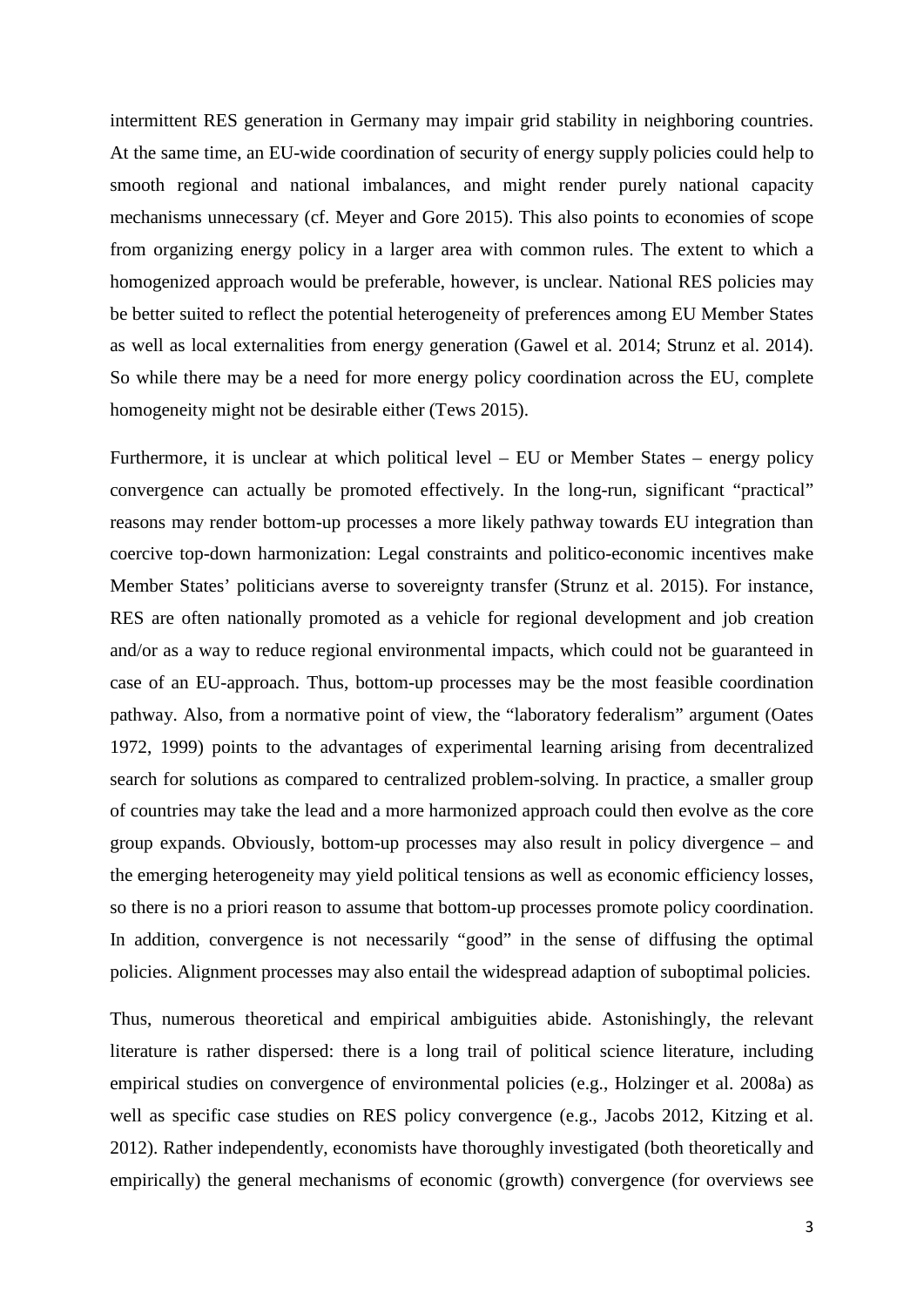intermittent RES generation in Germany may impair grid stability in neighboring countries. At the same time, an EU-wide coordination of security of energy supply policies could help to smooth regional and national imbalances, and might render purely national capacity mechanisms unnecessary (cf. Meyer and Gore 2015). This also points to economies of scope from organizing energy policy in a larger area with common rules. The extent to which a homogenized approach would be preferable, however, is unclear. National RES policies may be better suited to reflect the potential heterogeneity of preferences among EU Member States as well as local externalities from energy generation (Gawel et al. 2014; Strunz et al. 2014). So while there may be a need for more energy policy coordination across the EU, complete homogeneity might not be desirable either (Tews 2015).

Furthermore, it is unclear at which political level – EU or Member States – energy policy convergence can actually be promoted effectively. In the long-run, significant "practical" reasons may render bottom-up processes a more likely pathway towards EU integration than coercive top-down harmonization: Legal constraints and politico-economic incentives make Member States' politicians averse to sovereignty transfer (Strunz et al. 2015). For instance, RES are often nationally promoted as a vehicle for regional development and job creation and/or as a way to reduce regional environmental impacts, which could not be guaranteed in case of an EU-approach. Thus, bottom-up processes may be the most feasible coordination pathway. Also, from a normative point of view, the "laboratory federalism" argument (Oates 1972, 1999) points to the advantages of experimental learning arising from decentralized search for solutions as compared to centralized problem-solving. In practice, a smaller group of countries may take the lead and a more harmonized approach could then evolve as the core group expands. Obviously, bottom-up processes may also result in policy divergence – and the emerging heterogeneity may yield political tensions as well as economic efficiency losses, so there is no a priori reason to assume that bottom-up processes promote policy coordination. In addition, convergence is not necessarily "good" in the sense of diffusing the optimal policies. Alignment processes may also entail the widespread adaption of suboptimal policies.

Thus, numerous theoretical and empirical ambiguities abide. Astonishingly, the relevant literature is rather dispersed: there is a long trail of political science literature, including empirical studies on convergence of environmental policies (e.g., Holzinger et al. 2008a) as well as specific case studies on RES policy convergence (e.g., Jacobs 2012, Kitzing et al. 2012). Rather independently, economists have thoroughly investigated (both theoretically and empirically) the general mechanisms of economic (growth) convergence (for overviews see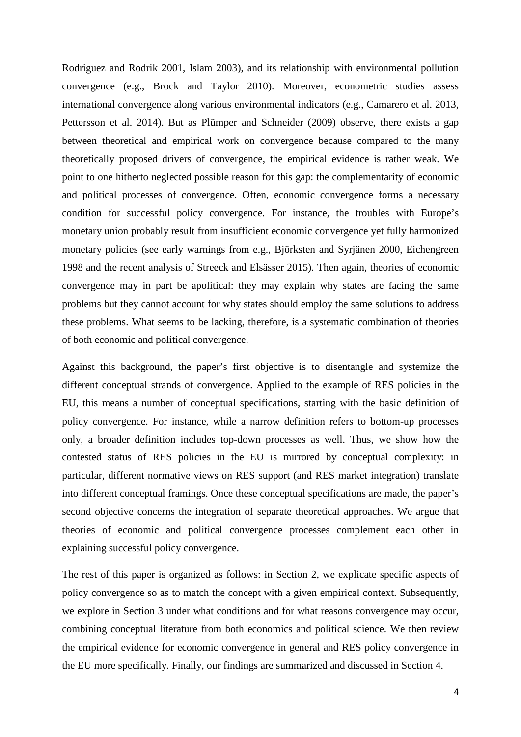Rodriguez and Rodrik 2001, Islam 2003), and its relationship with environmental pollution convergence (e.g., Brock and Taylor 2010). Moreover, econometric studies assess international convergence along various environmental indicators (e.g., Camarero et al. 2013, Pettersson et al. 2014). But as Plümper and Schneider (2009) observe, there exists a gap between theoretical and empirical work on convergence because compared to the many theoretically proposed drivers of convergence, the empirical evidence is rather weak. We point to one hitherto neglected possible reason for this gap: the complementarity of economic and political processes of convergence. Often, economic convergence forms a necessary condition for successful policy convergence. For instance, the troubles with Europe's monetary union probably result from insufficient economic convergence yet fully harmonized monetary policies (see early warnings from e.g., Björksten and Syrjänen 2000, Eichengreen 1998 and the recent analysis of Streeck and Elsässer 2015). Then again, theories of economic convergence may in part be apolitical: they may explain why states are facing the same problems but they cannot account for why states should employ the same solutions to address these problems. What seems to be lacking, therefore, is a systematic combination of theories of both economic and political convergence.

Against this background, the paper's first objective is to disentangle and systemize the different conceptual strands of convergence. Applied to the example of RES policies in the EU, this means a number of conceptual specifications, starting with the basic definition of policy convergence. For instance, while a narrow definition refers to bottom-up processes only, a broader definition includes top-down processes as well. Thus, we show how the contested status of RES policies in the EU is mirrored by conceptual complexity: in particular, different normative views on RES support (and RES market integration) translate into different conceptual framings. Once these conceptual specifications are made, the paper's second objective concerns the integration of separate theoretical approaches. We argue that theories of economic and political convergence processes complement each other in explaining successful policy convergence.

The rest of this paper is organized as follows: in Section 2, we explicate specific aspects of policy convergence so as to match the concept with a given empirical context. Subsequently, we explore in Section 3 under what conditions and for what reasons convergence may occur, combining conceptual literature from both economics and political science. We then review the empirical evidence for economic convergence in general and RES policy convergence in the EU more specifically. Finally, our findings are summarized and discussed in Section 4.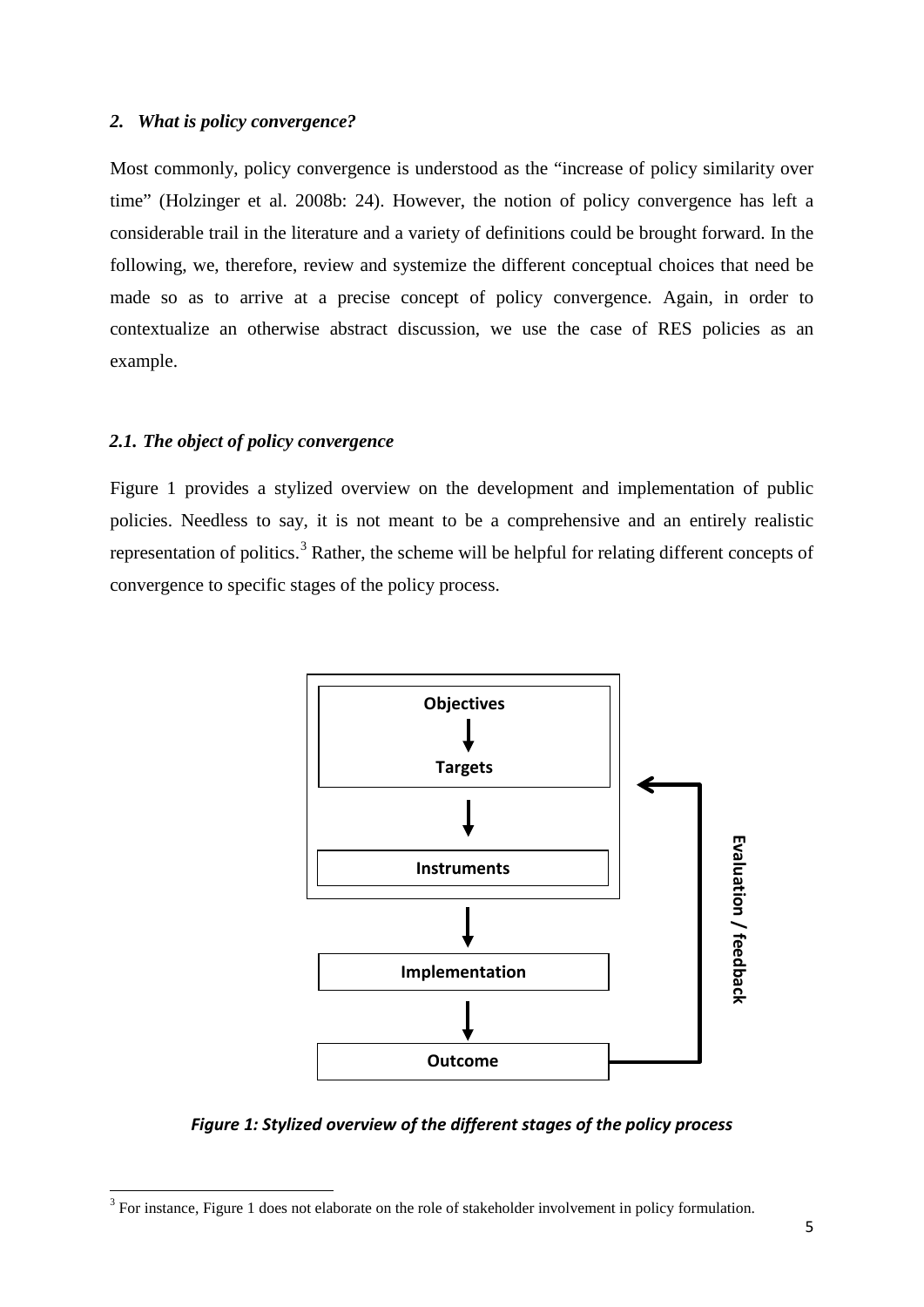## 2. What is policy convergence?

Most commonly, policy convergence is understood as the "increase of policy similarity over time" (Holzinger et al. 2008b: 24). However, the notion of policy convergence has left a considerable trail in the literature and a variety of definitions could be brought forward. In the following, we, therefore, review and systemize the different conceptual choices that need be made so as to arrive at a precise concept of policy convergence. Again, in order to contextualize an otherwise abstract discussion, we use the case of RES policies as an example.

### 2.1. The object of policy convergence

Figure 1 provides a stylized overview on the development and implementation of public policies. Needless to say, it is not meant to be a comprehensive and an entirely realistic representation of politics.[3] Rather, the scheme will be helpful for relating different concepts of convergence to specific stages of the policy process.

Objectives → Targets → Instruments → Implementation → Outcome (Evaluation / feedback from Outcome back to Objectives/Targets/Instruments)

***Figure 1: Stylized overview of the different stages of the policy process***

[3] For instance, Figure 1 does not elaborate on the role of stakeholder involvement in policy formulation.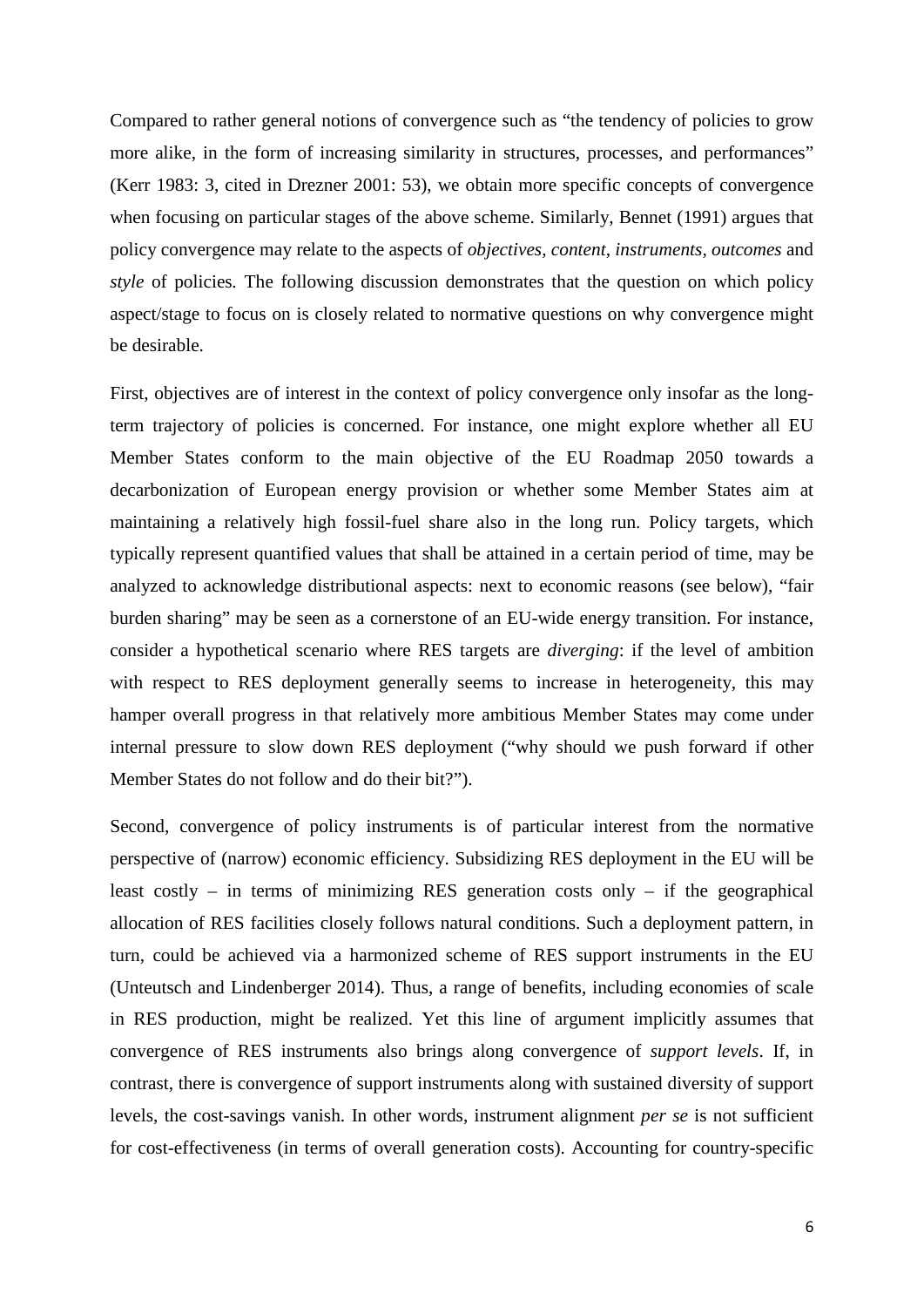Compared to rather general notions of convergence such as "the tendency of policies to grow more alike, in the form of increasing similarity in structures, processes, and performances" (Kerr 1983: 3, cited in Drezner 2001: 53), we obtain more specific concepts of convergence when focusing on particular stages of the above scheme. Similarly, Bennet (1991) argues that policy convergence may relate to the aspects of *objectives, content, instruments, outcomes* and *style* of policies. The following discussion demonstrates that the question on which policy aspect/stage to focus on is closely related to normative questions on why convergence might be desirable.

First, objectives are of interest in the context of policy convergence only insofar as the long-term trajectory of policies is concerned. For instance, one might explore whether all EU Member States conform to the main objective of the EU Roadmap 2050 towards a decarbonization of European energy provision or whether some Member States aim at maintaining a relatively high fossil-fuel share also in the long run. Policy targets, which typically represent quantified values that shall be attained in a certain period of time, may be analyzed to acknowledge distributional aspects: next to economic reasons (see below), "fair burden sharing" may be seen as a cornerstone of an EU-wide energy transition. For instance, consider a hypothetical scenario where RES targets are *diverging*: if the level of ambition with respect to RES deployment generally seems to increase in heterogeneity, this may hamper overall progress in that relatively more ambitious Member States may come under internal pressure to slow down RES deployment ("why should we push forward if other Member States do not follow and do their bit?").

Second, convergence of policy instruments is of particular interest from the normative perspective of (narrow) economic efficiency. Subsidizing RES deployment in the EU will be least costly – in terms of minimizing RES generation costs only – if the geographical allocation of RES facilities closely follows natural conditions. Such a deployment pattern, in turn, could be achieved via a harmonized scheme of RES support instruments in the EU (Unteutsch and Lindenberger 2014). Thus, a range of benefits, including economies of scale in RES production, might be realized. Yet this line of argument implicitly assumes that convergence of RES instruments also brings along convergence of *support levels*. If, in contrast, there is convergence of support instruments along with sustained diversity of support levels, the cost-savings vanish. In other words, instrument alignment *per se* is not sufficient for cost-effectiveness (in terms of overall generation costs). Accounting for country-specific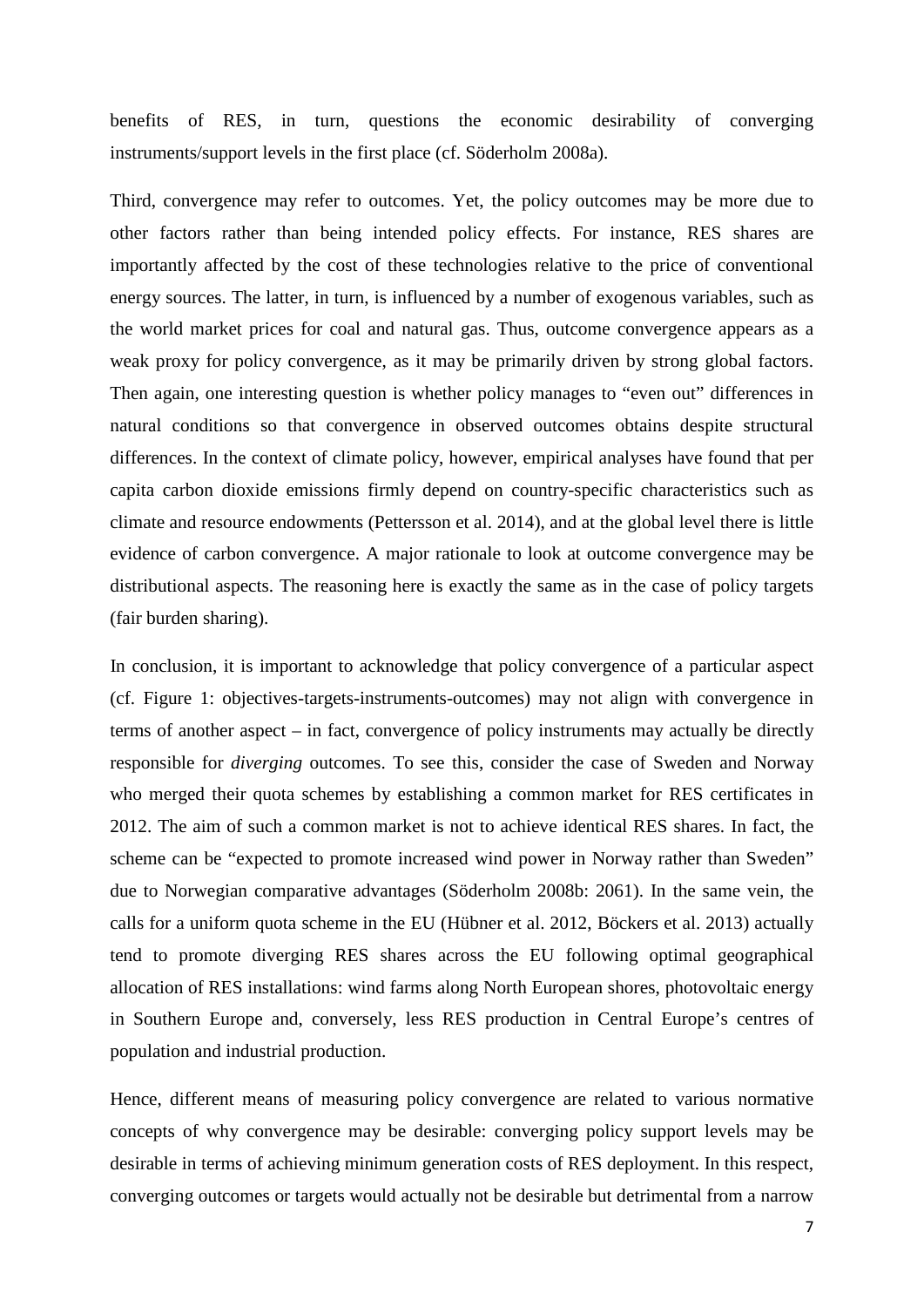benefits of RES, in turn, questions the economic desirability of converging instruments/support levels in the first place (cf. Söderholm 2008a).

Third, convergence may refer to outcomes. Yet, the policy outcomes may be more due to other factors rather than being intended policy effects. For instance, RES shares are importantly affected by the cost of these technologies relative to the price of conventional energy sources. The latter, in turn, is influenced by a number of exogenous variables, such as the world market prices for coal and natural gas. Thus, outcome convergence appears as a weak proxy for policy convergence, as it may be primarily driven by strong global factors. Then again, one interesting question is whether policy manages to "even out" differences in natural conditions so that convergence in observed outcomes obtains despite structural differences. In the context of climate policy, however, empirical analyses have found that per capita carbon dioxide emissions firmly depend on country-specific characteristics such as climate and resource endowments (Pettersson et al. 2014), and at the global level there is little evidence of carbon convergence. A major rationale to look at outcome convergence may be distributional aspects. The reasoning here is exactly the same as in the case of policy targets (fair burden sharing).

In conclusion, it is important to acknowledge that policy convergence of a particular aspect (cf. Figure 1: objectives-targets-instruments-outcomes) may not align with convergence in terms of another aspect – in fact, convergence of policy instruments may actually be directly responsible for *diverging* outcomes. To see this, consider the case of Sweden and Norway who merged their quota schemes by establishing a common market for RES certificates in 2012. The aim of such a common market is not to achieve identical RES shares. In fact, the scheme can be "expected to promote increased wind power in Norway rather than Sweden" due to Norwegian comparative advantages (Söderholm 2008b: 2061). In the same vein, the calls for a uniform quota scheme in the EU (Hübner et al. 2012, Böckers et al. 2013) actually tend to promote diverging RES shares across the EU following optimal geographical allocation of RES installations: wind farms along North European shores, photovoltaic energy in Southern Europe and, conversely, less RES production in Central Europe's centres of population and industrial production.

Hence, different means of measuring policy convergence are related to various normative concepts of why convergence may be desirable: converging policy support levels may be desirable in terms of achieving minimum generation costs of RES deployment. In this respect, converging outcomes or targets would actually not be desirable but detrimental from a narrow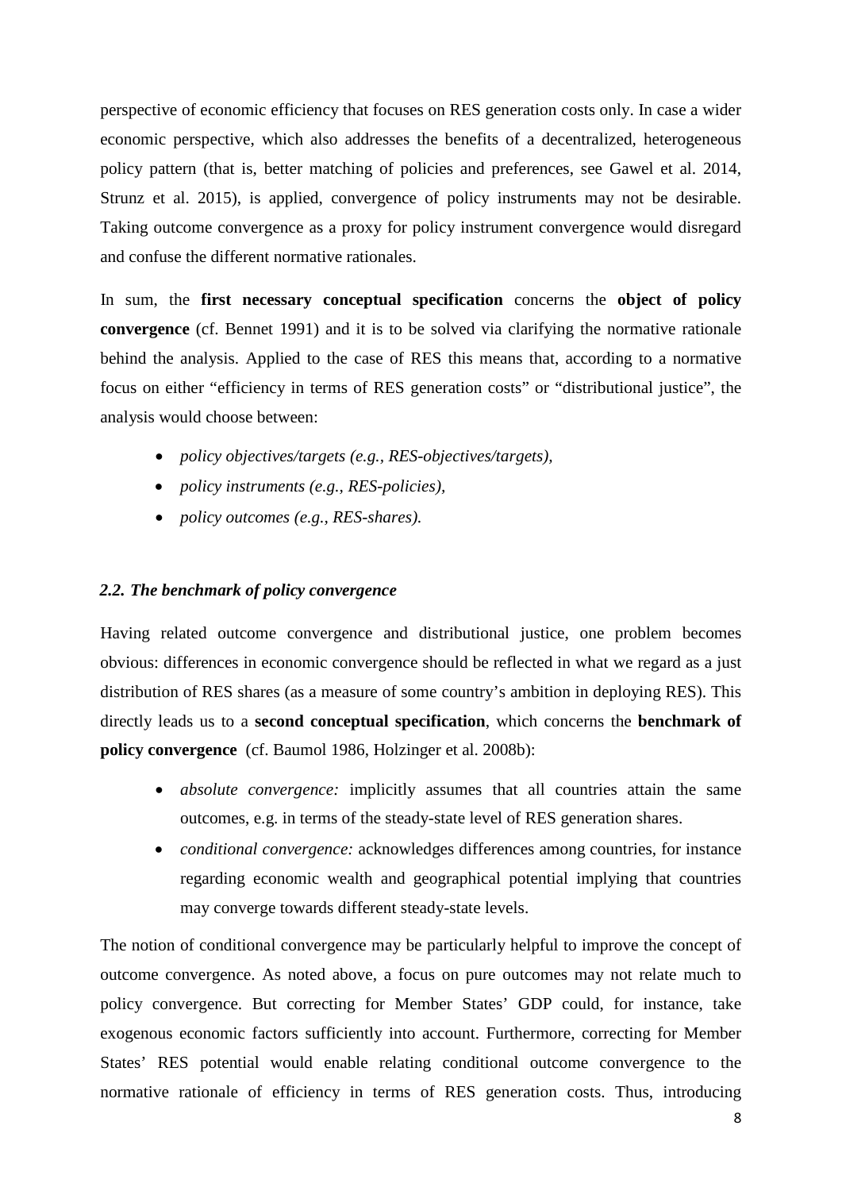perspective of economic efficiency that focuses on RES generation costs only. In case a wider economic perspective, which also addresses the benefits of a decentralized, heterogeneous policy pattern (that is, better matching of policies and preferences, see Gawel et al. 2014, Strunz et al. 2015), is applied, convergence of policy instruments may not be desirable. Taking outcome convergence as a proxy for policy instrument convergence would disregard and confuse the different normative rationales.

In sum, the **first necessary conceptual specification** concerns the **object of policy convergence** (cf. Bennet 1991) and it is to be solved via clarifying the normative rationale behind the analysis. Applied to the case of RES this means that, according to a normative focus on either "efficiency in terms of RES generation costs" or "distributional justice", the analysis would choose between:

- *policy objectives/targets (e.g., RES-objectives/targets),*
- *policy instruments (e.g., RES-policies),*
- *policy outcomes (e.g., RES-shares).*

### *2.2. The benchmark of policy convergence*

Having related outcome convergence and distributional justice, one problem becomes obvious: differences in economic convergence should be reflected in what we regard as a just distribution of RES shares (as a measure of some country's ambition in deploying RES). This directly leads us to a **second conceptual specification**, which concerns the **benchmark of policy convergence** (cf. Baumol 1986, Holzinger et al. 2008b):

- *absolute convergence:* implicitly assumes that all countries attain the same outcomes, e.g. in terms of the steady-state level of RES generation shares.
- *conditional convergence:* acknowledges differences among countries, for instance regarding economic wealth and geographical potential implying that countries may converge towards different steady-state levels.

The notion of conditional convergence may be particularly helpful to improve the concept of outcome convergence. As noted above, a focus on pure outcomes may not relate much to policy convergence. But correcting for Member States' GDP could, for instance, take exogenous economic factors sufficiently into account. Furthermore, correcting for Member States' RES potential would enable relating conditional outcome convergence to the normative rationale of efficiency in terms of RES generation costs. Thus, introducing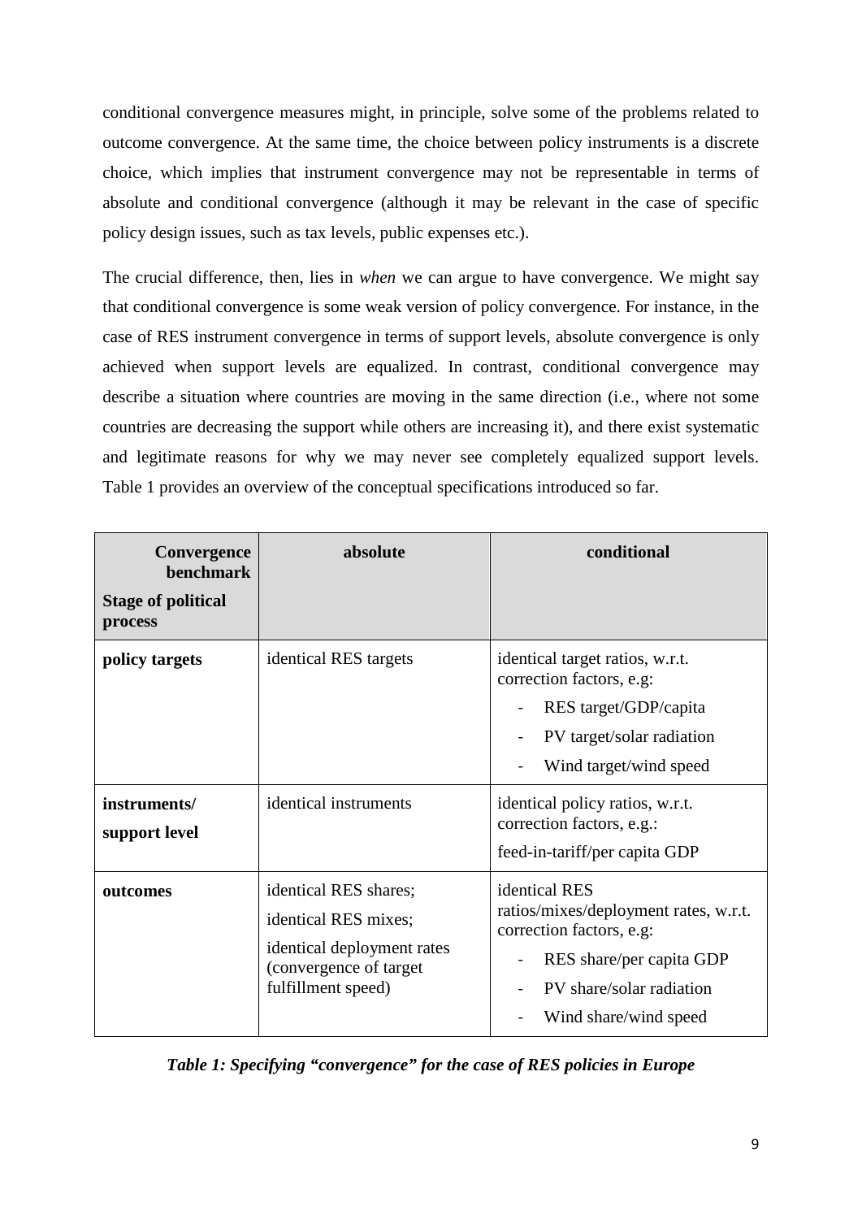conditional convergence measures might, in principle, solve some of the problems related to outcome convergence. At the same time, the choice between policy instruments is a discrete choice, which implies that instrument convergence may not be representable in terms of absolute and conditional convergence (although it may be relevant in the case of specific policy design issues, such as tax levels, public expenses etc.).

The crucial difference, then, lies in *when* we can argue to have convergence. We might say that conditional convergence is some weak version of policy convergence. For instance, in the case of RES instrument convergence in terms of support levels, absolute convergence is only achieved when support levels are equalized. In contrast, conditional convergence may describe a situation where countries are moving in the same direction (i.e., where not some countries are decreasing the support while others are increasing it), and there exist systematic and legitimate reasons for why we may never see completely equalized support levels. Table 1 provides an overview of the conceptual specifications introduced so far.

| **Convergence benchmark** / **Stage of political process** | **absolute** | **conditional** |
|---|---|---|
| **policy targets** | identical RES targets | identical target ratios, w.r.t. correction factors, e.g: <br> - RES target/GDP/capita <br> - PV target/solar radiation <br> - Wind target/wind speed |
| **instruments/ support level** | identical instruments | identical policy ratios, w.r.t. correction factors, e.g.: <br> feed-in-tariff/per capita GDP |
| **outcomes** | identical RES shares; <br> identical RES mixes; <br> identical deployment rates (convergence of target fulfillment speed) | identical RES ratios/mixes/deployment rates, w.r.t. correction factors, e.g: <br> - RES share/per capita GDP <br> - PV share/solar radiation <br> - Wind share/wind speed |

***Table 1: Specifying "convergence" for the case of RES policies in Europe***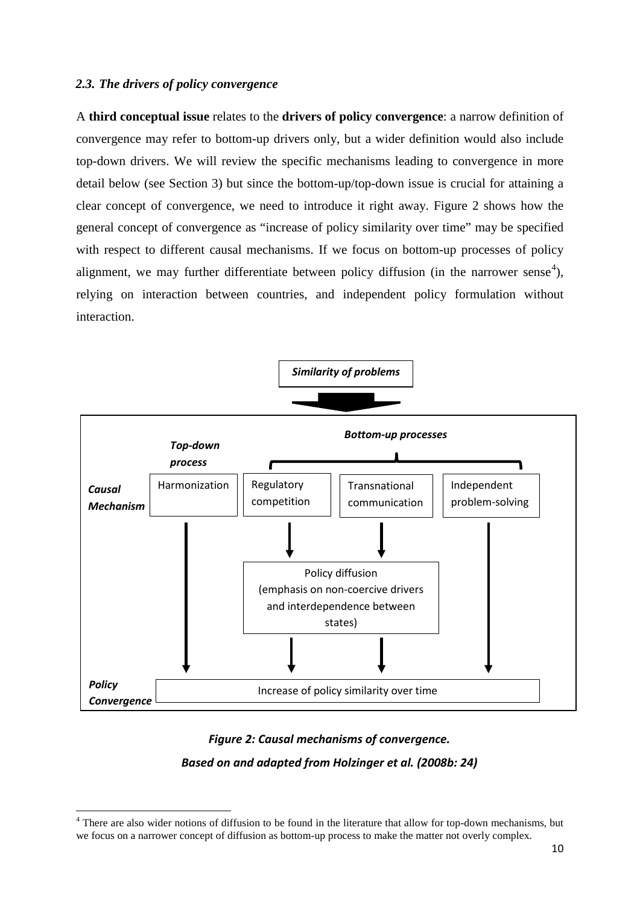### *2.3. The drivers of policy convergence*

A **third conceptual issue** relates to the **drivers of policy convergence**: a narrow definition of convergence may refer to bottom-up drivers only, but a wider definition would also include top-down drivers. We will review the specific mechanisms leading to convergence in more detail below (see Section 3) but since the bottom-up/top-down issue is crucial for attaining a clear concept of convergence, we need to introduce it right away. Figure 2 shows how the general concept of convergence as "increase of policy similarity over time" may be specified with respect to different causal mechanisms. If we focus on bottom-up processes of policy alignment, we may further differentiate between policy diffusion (in the narrower sense[4]), relying on interaction between countries, and independent policy formulation without interaction.

***Similarity of problems***

| | ***Top-down process*** | ***Bottom-up processes*** | | |
|---|---|---|---|---|
| ***Causal Mechanism*** | Harmonization | Regulatory competition | Transnational communication | Independent problem-solving |
| | | Policy diffusion (emphasis on non-coercive drivers and interdependence between states) | | |
| ***Policy Convergence*** | Increase of policy similarity over time | | | |

***Figure 2: Causal mechanisms of convergence.***

***Based on and adapted from Holzinger et al. (2008b: 24)***

[4] There are also wider notions of diffusion to be found in the literature that allow for top-down mechanisms, but we focus on a narrower concept of diffusion as bottom-up process to make the matter not overly complex.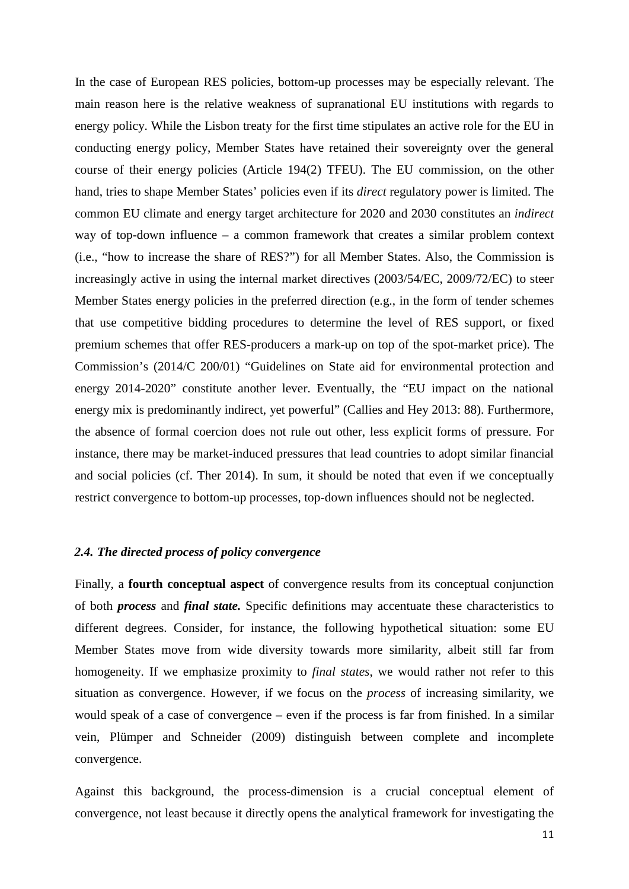In the case of European RES policies, bottom-up processes may be especially relevant. The main reason here is the relative weakness of supranational EU institutions with regards to energy policy. While the Lisbon treaty for the first time stipulates an active role for the EU in conducting energy policy, Member States have retained their sovereignty over the general course of their energy policies (Article 194(2) TFEU). The EU commission, on the other hand, tries to shape Member States' policies even if its *direct* regulatory power is limited. The common EU climate and energy target architecture for 2020 and 2030 constitutes an *indirect* way of top-down influence – a common framework that creates a similar problem context (i.e., "how to increase the share of RES?") for all Member States. Also, the Commission is increasingly active in using the internal market directives (2003/54/EC, 2009/72/EC) to steer Member States energy policies in the preferred direction (e.g., in the form of tender schemes that use competitive bidding procedures to determine the level of RES support, or fixed premium schemes that offer RES-producers a mark-up on top of the spot-market price). The Commission's (2014/C 200/01) "Guidelines on State aid for environmental protection and energy 2014-2020" constitute another lever. Eventually, the "EU impact on the national energy mix is predominantly indirect, yet powerful" (Callies and Hey 2013: 88). Furthermore, the absence of formal coercion does not rule out other, less explicit forms of pressure. For instance, there may be market-induced pressures that lead countries to adopt similar financial and social policies (cf. Ther 2014). In sum, it should be noted that even if we conceptually restrict convergence to bottom-up processes, top-down influences should not be neglected.

### *2.4. The directed process of policy convergence*

Finally, a **fourth conceptual aspect** of convergence results from its conceptual conjunction of both ***process*** and ***final state.*** Specific definitions may accentuate these characteristics to different degrees. Consider, for instance, the following hypothetical situation: some EU Member States move from wide diversity towards more similarity, albeit still far from homogeneity. If we emphasize proximity to *final states*, we would rather not refer to this situation as convergence. However, if we focus on the *process* of increasing similarity, we would speak of a case of convergence – even if the process is far from finished. In a similar vein, Plümper and Schneider (2009) distinguish between complete and incomplete convergence.

Against this background, the process-dimension is a crucial conceptual element of convergence, not least because it directly opens the analytical framework for investigating the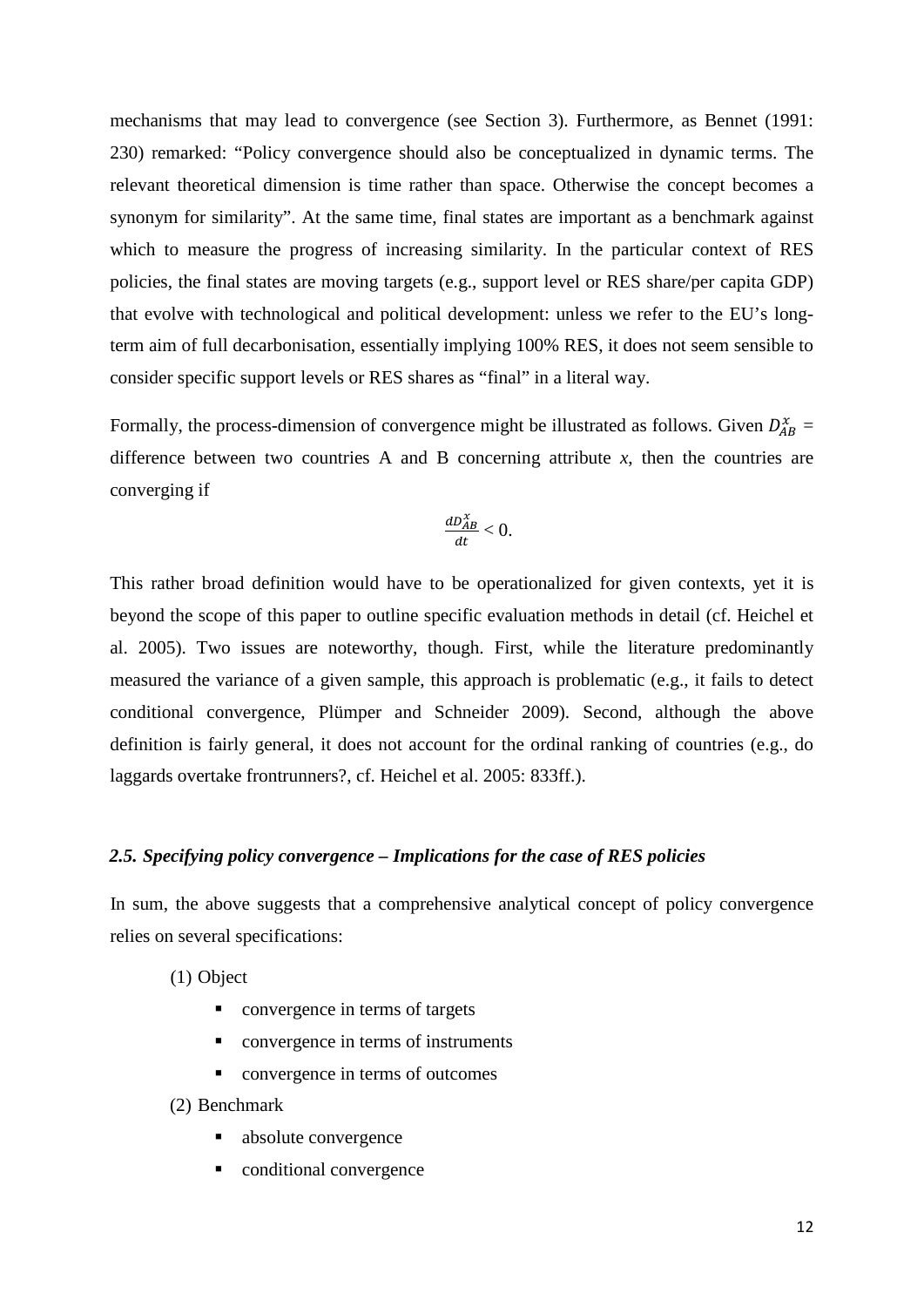mechanisms that may lead to convergence (see Section 3). Furthermore, as Bennet (1991: 230) remarked: "Policy convergence should also be conceptualized in dynamic terms. The relevant theoretical dimension is time rather than space. Otherwise the concept becomes a synonym for similarity". At the same time, final states are important as a benchmark against which to measure the progress of increasing similarity. In the particular context of RES policies, the final states are moving targets (e.g., support level or RES share/per capita GDP) that evolve with technological and political development: unless we refer to the EU's long-term aim of full decarbonisation, essentially implying 100% RES, it does not seem sensible to consider specific support levels or RES shares as "final" in a literal way.

Formally, the process-dimension of convergence might be illustrated as follows. Given $D_{AB}^{x}$ = difference between two countries A and B concerning attribute *x*, then the countries are converging if

$$\frac{dD_{AB}^{x}}{dt} < 0.$$

This rather broad definition would have to be operationalized for given contexts, yet it is beyond the scope of this paper to outline specific evaluation methods in detail (cf. Heichel et al. 2005). Two issues are noteworthy, though. First, while the literature predominantly measured the variance of a given sample, this approach is problematic (e.g., it fails to detect conditional convergence, Plümper and Schneider 2009). Second, although the above definition is fairly general, it does not account for the ordinal ranking of countries (e.g., do laggards overtake frontrunners?, cf. Heichel et al. 2005: 833ff.).

### *2.5. Specifying policy convergence – Implications for the case of RES policies*

In sum, the above suggests that a comprehensive analytical concept of policy convergence relies on several specifications:

(1) Object
- convergence in terms of targets
- convergence in terms of instruments
- convergence in terms of outcomes

(2) Benchmark
- absolute convergence
- conditional convergence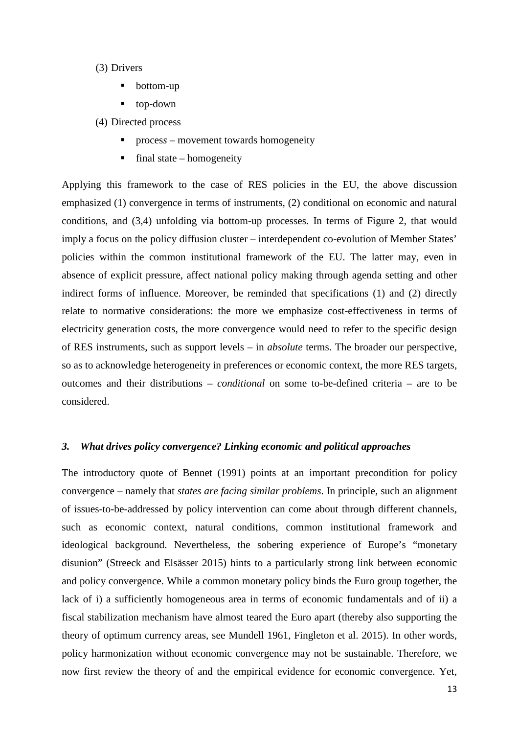(3) Drivers

- bottom-up
- top-down

(4) Directed process

- process – movement towards homogeneity
- final state – homogeneity

Applying this framework to the case of RES policies in the EU, the above discussion emphasized (1) convergence in terms of instruments, (2) conditional on economic and natural conditions, and (3,4) unfolding via bottom-up processes. In terms of Figure 2, that would imply a focus on the policy diffusion cluster – interdependent co-evolution of Member States' policies within the common institutional framework of the EU. The latter may, even in absence of explicit pressure, affect national policy making through agenda setting and other indirect forms of influence. Moreover, be reminded that specifications (1) and (2) directly relate to normative considerations: the more we emphasize cost-effectiveness in terms of electricity generation costs, the more convergence would need to refer to the specific design of RES instruments, such as support levels – in *absolute* terms. The broader our perspective, so as to acknowledge heterogeneity in preferences or economic context, the more RES targets, outcomes and their distributions – *conditional* on some to-be-defined criteria – are to be considered.

### *3. What drives policy convergence? Linking economic and political approaches*

The introductory quote of Bennet (1991) points at an important precondition for policy convergence – namely that *states are facing similar problems*. In principle, such an alignment of issues-to-be-addressed by policy intervention can come about through different channels, such as economic context, natural conditions, common institutional framework and ideological background. Nevertheless, the sobering experience of Europe's "monetary disunion" (Streeck and Elsässer 2015) hints to a particularly strong link between economic and policy convergence. While a common monetary policy binds the Euro group together, the lack of i) a sufficiently homogeneous area in terms of economic fundamentals and of ii) a fiscal stabilization mechanism have almost teared the Euro apart (thereby also supporting the theory of optimum currency areas, see Mundell 1961, Fingleton et al. 2015). In other words, policy harmonization without economic convergence may not be sustainable. Therefore, we now first review the theory of and the empirical evidence for economic convergence. Yet,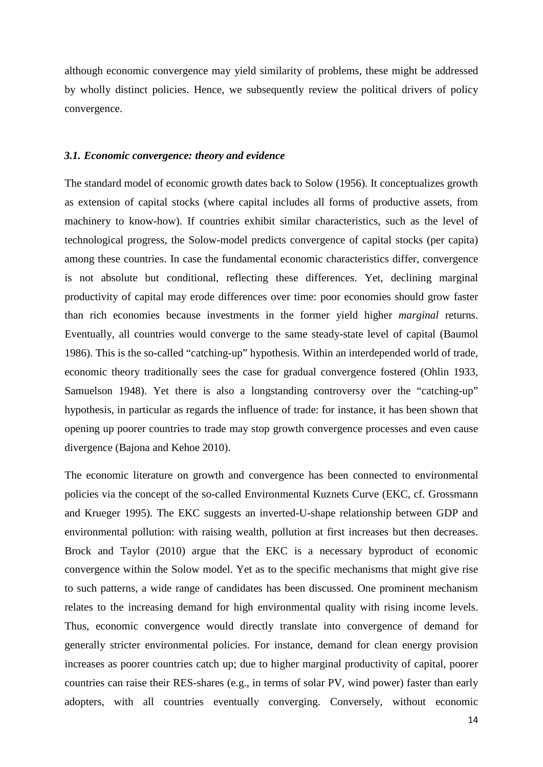although economic convergence may yield similarity of problems, these might be addressed by wholly distinct policies. Hence, we subsequently review the political drivers of policy convergence.

### *3.1. Economic convergence: theory and evidence*

The standard model of economic growth dates back to Solow (1956). It conceptualizes growth as extension of capital stocks (where capital includes all forms of productive assets, from machinery to know-how). If countries exhibit similar characteristics, such as the level of technological progress, the Solow-model predicts convergence of capital stocks (per capita) among these countries. In case the fundamental economic characteristics differ, convergence is not absolute but conditional, reflecting these differences. Yet, declining marginal productivity of capital may erode differences over time: poor economies should grow faster than rich economies because investments in the former yield higher *marginal* returns. Eventually, all countries would converge to the same steady-state level of capital (Baumol 1986). This is the so-called "catching-up" hypothesis. Within an interdepended world of trade, economic theory traditionally sees the case for gradual convergence fostered (Ohlin 1933, Samuelson 1948). Yet there is also a longstanding controversy over the "catching-up" hypothesis, in particular as regards the influence of trade: for instance, it has been shown that opening up poorer countries to trade may stop growth convergence processes and even cause divergence (Bajona and Kehoe 2010).

The economic literature on growth and convergence has been connected to environmental policies via the concept of the so-called Environmental Kuznets Curve (EKC, cf. Grossmann and Krueger 1995). The EKC suggests an inverted-U-shape relationship between GDP and environmental pollution: with raising wealth, pollution at first increases but then decreases. Brock and Taylor (2010) argue that the EKC is a necessary byproduct of economic convergence within the Solow model. Yet as to the specific mechanisms that might give rise to such patterns, a wide range of candidates has been discussed. One prominent mechanism relates to the increasing demand for high environmental quality with rising income levels. Thus, economic convergence would directly translate into convergence of demand for generally stricter environmental policies. For instance, demand for clean energy provision increases as poorer countries catch up; due to higher marginal productivity of capital, poorer countries can raise their RES-shares (e.g., in terms of solar PV, wind power) faster than early adopters, with all countries eventually converging. Conversely, without economic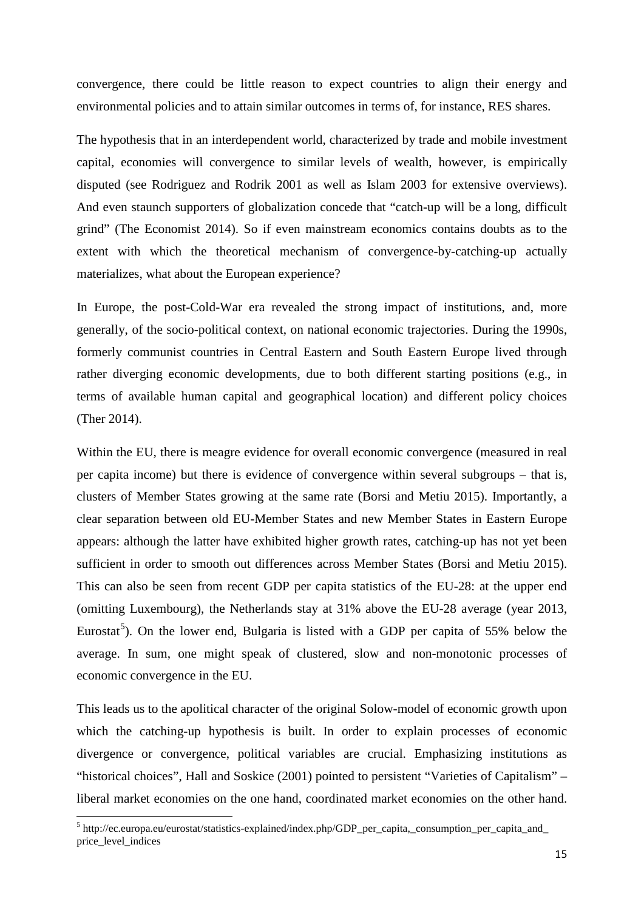convergence, there could be little reason to expect countries to align their energy and environmental policies and to attain similar outcomes in terms of, for instance, RES shares.

The hypothesis that in an interdependent world, characterized by trade and mobile investment capital, economies will convergence to similar levels of wealth, however, is empirically disputed (see Rodriguez and Rodrik 2001 as well as Islam 2003 for extensive overviews). And even staunch supporters of globalization concede that "catch-up will be a long, difficult grind" (The Economist 2014). So if even mainstream economics contains doubts as to the extent with which the theoretical mechanism of convergence-by-catching-up actually materializes, what about the European experience?

In Europe, the post-Cold-War era revealed the strong impact of institutions, and, more generally, of the socio-political context, on national economic trajectories. During the 1990s, formerly communist countries in Central Eastern and South Eastern Europe lived through rather diverging economic developments, due to both different starting positions (e.g., in terms of available human capital and geographical location) and different policy choices (Ther 2014).

Within the EU, there is meagre evidence for overall economic convergence (measured in real per capita income) but there is evidence of convergence within several subgroups – that is, clusters of Member States growing at the same rate (Borsi and Metiu 2015). Importantly, a clear separation between old EU-Member States and new Member States in Eastern Europe appears: although the latter have exhibited higher growth rates, catching-up has not yet been sufficient in order to smooth out differences across Member States (Borsi and Metiu 2015). This can also be seen from recent GDP per capita statistics of the EU-28: at the upper end (omitting Luxembourg), the Netherlands stay at 31% above the EU-28 average (year 2013, Eurostat[5]). On the lower end, Bulgaria is listed with a GDP per capita of 55% below the average. In sum, one might speak of clustered, slow and non-monotonic processes of economic convergence in the EU.

This leads us to the apolitical character of the original Solow-model of economic growth upon which the catching-up hypothesis is built. In order to explain processes of economic divergence or convergence, political variables are crucial. Emphasizing institutions as "historical choices", Hall and Soskice (2001) pointed to persistent "Varieties of Capitalism" – liberal market economies on the one hand, coordinated market economies on the other hand.

[5] http://ec.europa.eu/eurostat/statistics-explained/index.php/GDP_per_capita,_consumption_per_capita_and_price_level_indices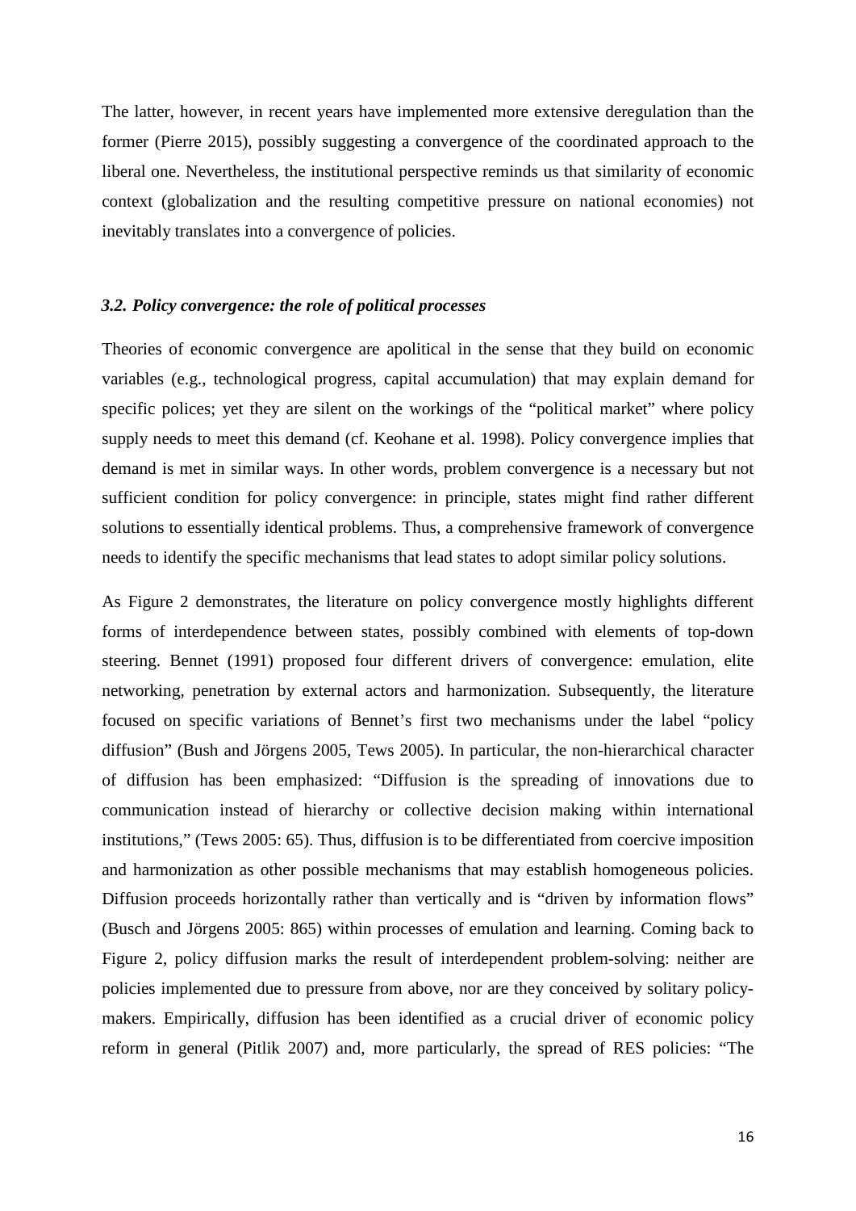The latter, however, in recent years have implemented more extensive deregulation than the former (Pierre 2015), possibly suggesting a convergence of the coordinated approach to the liberal one. Nevertheless, the institutional perspective reminds us that similarity of economic context (globalization and the resulting competitive pressure on national economies) not inevitably translates into a convergence of policies.

### *3.2. Policy convergence: the role of political processes*

Theories of economic convergence are apolitical in the sense that they build on economic variables (e.g., technological progress, capital accumulation) that may explain demand for specific polices; yet they are silent on the workings of the "political market" where policy supply needs to meet this demand (cf. Keohane et al. 1998). Policy convergence implies that demand is met in similar ways. In other words, problem convergence is a necessary but not sufficient condition for policy convergence: in principle, states might find rather different solutions to essentially identical problems. Thus, a comprehensive framework of convergence needs to identify the specific mechanisms that lead states to adopt similar policy solutions.

As Figure 2 demonstrates, the literature on policy convergence mostly highlights different forms of interdependence between states, possibly combined with elements of top-down steering. Bennet (1991) proposed four different drivers of convergence: emulation, elite networking, penetration by external actors and harmonization. Subsequently, the literature focused on specific variations of Bennet's first two mechanisms under the label "policy diffusion" (Bush and Jörgens 2005, Tews 2005). In particular, the non-hierarchical character of diffusion has been emphasized: "Diffusion is the spreading of innovations due to communication instead of hierarchy or collective decision making within international institutions," (Tews 2005: 65). Thus, diffusion is to be differentiated from coercive imposition and harmonization as other possible mechanisms that may establish homogeneous policies. Diffusion proceeds horizontally rather than vertically and is "driven by information flows" (Busch and Jörgens 2005: 865) within processes of emulation and learning. Coming back to Figure 2, policy diffusion marks the result of interdependent problem-solving: neither are policies implemented due to pressure from above, nor are they conceived by solitary policy-makers. Empirically, diffusion has been identified as a crucial driver of economic policy reform in general (Pitlik 2007) and, more particularly, the spread of RES policies: "The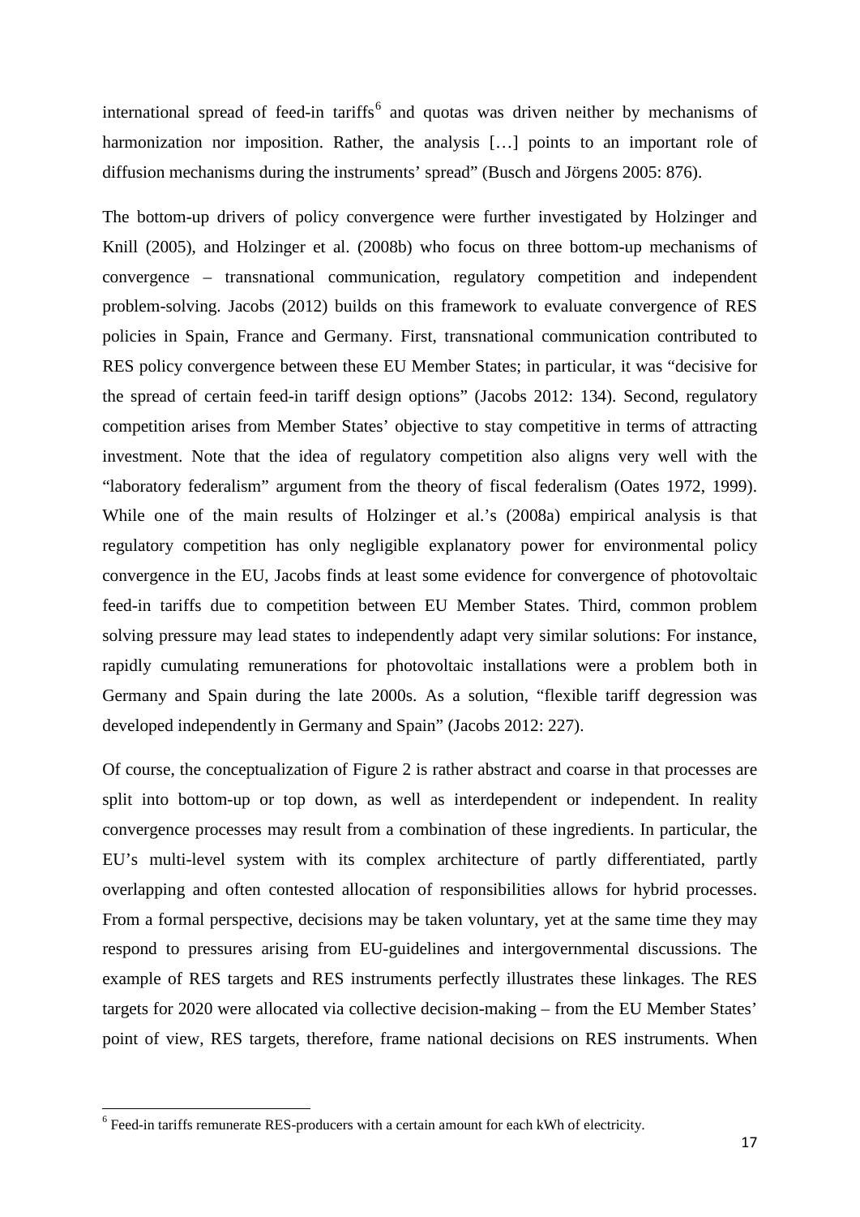international spread of feed-in tariffs[6] and quotas was driven neither by mechanisms of harmonization nor imposition. Rather, the analysis […] points to an important role of diffusion mechanisms during the instruments' spread" (Busch and Jörgens 2005: 876).

The bottom-up drivers of policy convergence were further investigated by Holzinger and Knill (2005), and Holzinger et al. (2008b) who focus on three bottom-up mechanisms of convergence – transnational communication, regulatory competition and independent problem-solving. Jacobs (2012) builds on this framework to evaluate convergence of RES policies in Spain, France and Germany. First, transnational communication contributed to RES policy convergence between these EU Member States; in particular, it was "decisive for the spread of certain feed-in tariff design options" (Jacobs 2012: 134). Second, regulatory competition arises from Member States' objective to stay competitive in terms of attracting investment. Note that the idea of regulatory competition also aligns very well with the "laboratory federalism" argument from the theory of fiscal federalism (Oates 1972, 1999). While one of the main results of Holzinger et al.'s (2008a) empirical analysis is that regulatory competition has only negligible explanatory power for environmental policy convergence in the EU, Jacobs finds at least some evidence for convergence of photovoltaic feed-in tariffs due to competition between EU Member States. Third, common problem solving pressure may lead states to independently adapt very similar solutions: For instance, rapidly cumulating remunerations for photovoltaic installations were a problem both in Germany and Spain during the late 2000s. As a solution, "flexible tariff degression was developed independently in Germany and Spain" (Jacobs 2012: 227).

Of course, the conceptualization of Figure 2 is rather abstract and coarse in that processes are split into bottom-up or top down, as well as interdependent or independent. In reality convergence processes may result from a combination of these ingredients. In particular, the EU's multi-level system with its complex architecture of partly differentiated, partly overlapping and often contested allocation of responsibilities allows for hybrid processes. From a formal perspective, decisions may be taken voluntary, yet at the same time they may respond to pressures arising from EU-guidelines and intergovernmental discussions. The example of RES targets and RES instruments perfectly illustrates these linkages. The RES targets for 2020 were allocated via collective decision-making – from the EU Member States' point of view, RES targets, therefore, frame national decisions on RES instruments. When

[6] Feed-in tariffs remunerate RES-producers with a certain amount for each kWh of electricity.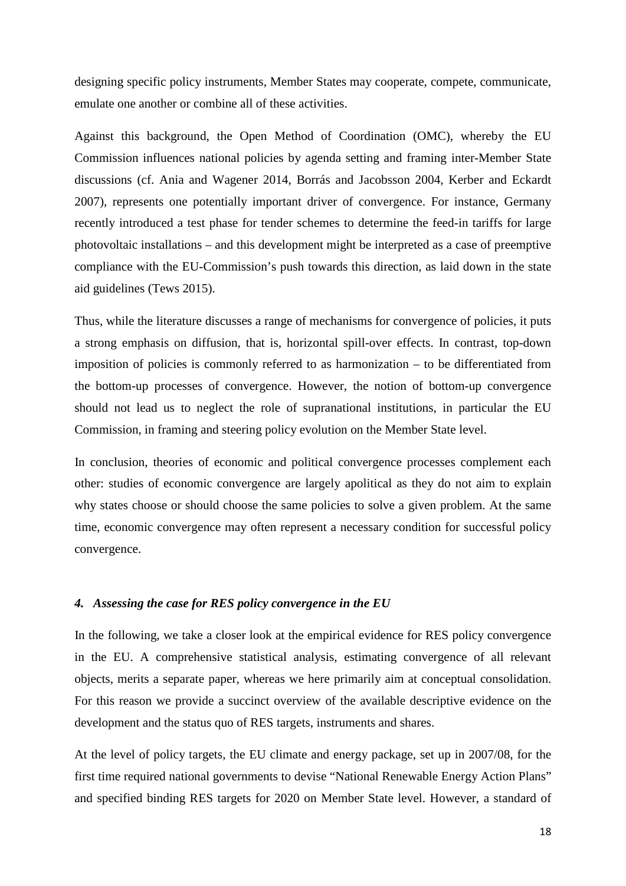designing specific policy instruments, Member States may cooperate, compete, communicate, emulate one another or combine all of these activities.

Against this background, the Open Method of Coordination (OMC), whereby the EU Commission influences national policies by agenda setting and framing inter-Member State discussions (cf. Ania and Wagener 2014, Borrás and Jacobsson 2004, Kerber and Eckardt 2007), represents one potentially important driver of convergence. For instance, Germany recently introduced a test phase for tender schemes to determine the feed-in tariffs for large photovoltaic installations – and this development might be interpreted as a case of preemptive compliance with the EU-Commission's push towards this direction, as laid down in the state aid guidelines (Tews 2015).

Thus, while the literature discusses a range of mechanisms for convergence of policies, it puts a strong emphasis on diffusion, that is, horizontal spill-over effects. In contrast, top-down imposition of policies is commonly referred to as harmonization – to be differentiated from the bottom-up processes of convergence. However, the notion of bottom-up convergence should not lead us to neglect the role of supranational institutions, in particular the EU Commission, in framing and steering policy evolution on the Member State level.

In conclusion, theories of economic and political convergence processes complement each other: studies of economic convergence are largely apolitical as they do not aim to explain why states choose or should choose the same policies to solve a given problem. At the same time, economic convergence may often represent a necessary condition for successful policy convergence.

### *4. Assessing the case for RES policy convergence in the EU*

In the following, we take a closer look at the empirical evidence for RES policy convergence in the EU. A comprehensive statistical analysis, estimating convergence of all relevant objects, merits a separate paper, whereas we here primarily aim at conceptual consolidation. For this reason we provide a succinct overview of the available descriptive evidence on the development and the status quo of RES targets, instruments and shares.

At the level of policy targets, the EU climate and energy package, set up in 2007/08, for the first time required national governments to devise "National Renewable Energy Action Plans" and specified binding RES targets for 2020 on Member State level. However, a standard of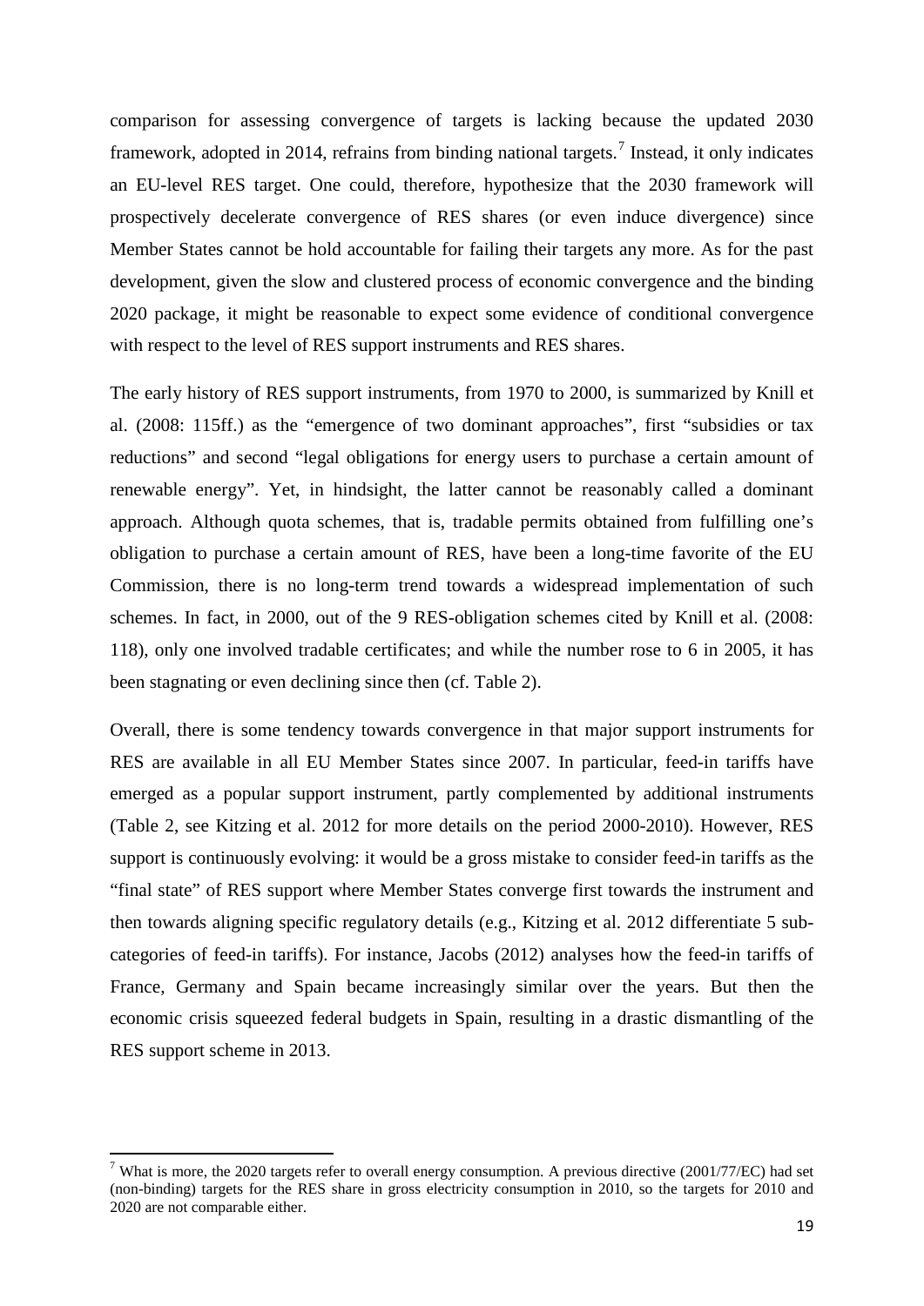comparison for assessing convergence of targets is lacking because the updated 2030 framework, adopted in 2014, refrains from binding national targets.[7] Instead, it only indicates an EU-level RES target. One could, therefore, hypothesize that the 2030 framework will prospectively decelerate convergence of RES shares (or even induce divergence) since Member States cannot be hold accountable for failing their targets any more. As for the past development, given the slow and clustered process of economic convergence and the binding 2020 package, it might be reasonable to expect some evidence of conditional convergence with respect to the level of RES support instruments and RES shares.

The early history of RES support instruments, from 1970 to 2000, is summarized by Knill et al. (2008: 115ff.) as the "emergence of two dominant approaches", first "subsidies or tax reductions" and second "legal obligations for energy users to purchase a certain amount of renewable energy". Yet, in hindsight, the latter cannot be reasonably called a dominant approach. Although quota schemes, that is, tradable permits obtained from fulfilling one's obligation to purchase a certain amount of RES, have been a long-time favorite of the EU Commission, there is no long-term trend towards a widespread implementation of such schemes. In fact, in 2000, out of the 9 RES-obligation schemes cited by Knill et al. (2008: 118), only one involved tradable certificates; and while the number rose to 6 in 2005, it has been stagnating or even declining since then (cf. Table 2).

Overall, there is some tendency towards convergence in that major support instruments for RES are available in all EU Member States since 2007. In particular, feed-in tariffs have emerged as a popular support instrument, partly complemented by additional instruments (Table 2, see Kitzing et al. 2012 for more details on the period 2000-2010). However, RES support is continuously evolving: it would be a gross mistake to consider feed-in tariffs as the "final state" of RES support where Member States converge first towards the instrument and then towards aligning specific regulatory details (e.g., Kitzing et al. 2012 differentiate 5 sub-categories of feed-in tariffs). For instance, Jacobs (2012) analyses how the feed-in tariffs of France, Germany and Spain became increasingly similar over the years. But then the economic crisis squeezed federal budgets in Spain, resulting in a drastic dismantling of the RES support scheme in 2013.

[7] What is more, the 2020 targets refer to overall energy consumption. A previous directive (2001/77/EC) had set (non-binding) targets for the RES share in gross electricity consumption in 2010, so the targets for 2010 and 2020 are not comparable either.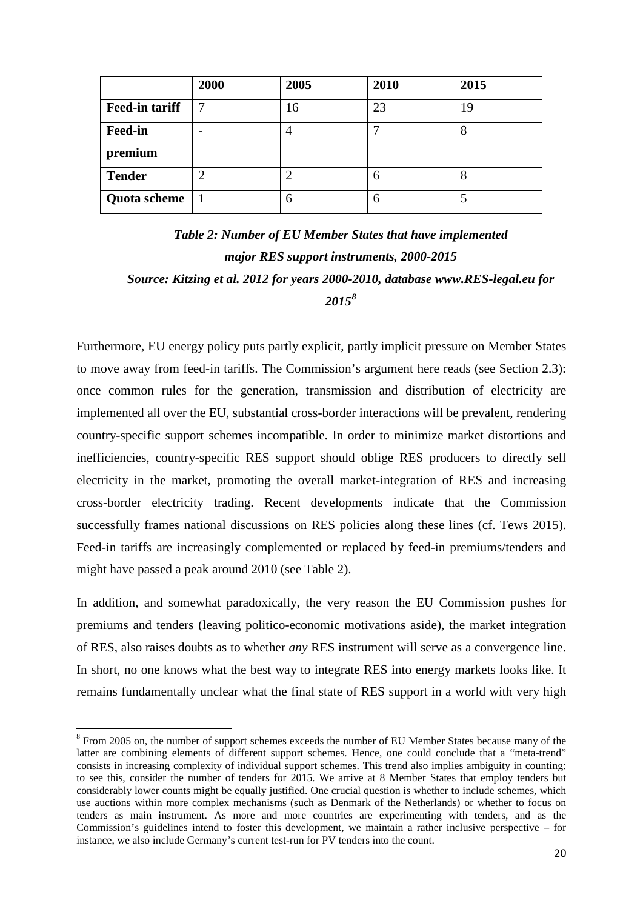| | 2000 | 2005 | 2010 | 2015 |
|---|---|---|---|---|
| **Feed-in tariff** | 7 | 16 | 23 | 19 |
| **Feed-in premium** | - | 4 | 7 | 8 |
| **Tender** | 2 | 2 | 6 | 8 |
| **Quota scheme** | 1 | 6 | 6 | 5 |

***Table 2: Number of EU Member States that have implemented major RES support instruments, 2000-2015***
***Source: Kitzing et al. 2012 for years 2000-2010, database www.RES-legal.eu for 2015[8]***

Furthermore, EU energy policy puts partly explicit, partly implicit pressure on Member States to move away from feed-in tariffs. The Commission's argument here reads (see Section 2.3): once common rules for the generation, transmission and distribution of electricity are implemented all over the EU, substantial cross-border interactions will be prevalent, rendering country-specific support schemes incompatible. In order to minimize market distortions and inefficiencies, country-specific RES support should oblige RES producers to directly sell electricity in the market, promoting the overall market-integration of RES and increasing cross-border electricity trading. Recent developments indicate that the Commission successfully frames national discussions on RES policies along these lines (cf. Tews 2015). Feed-in tariffs are increasingly complemented or replaced by feed-in premiums/tenders and might have passed a peak around 2010 (see Table 2).

In addition, and somewhat paradoxically, the very reason the EU Commission pushes for premiums and tenders (leaving politico-economic motivations aside), the market integration of RES, also raises doubts as to whether *any* RES instrument will serve as a convergence line. In short, no one knows what the best way to integrate RES into energy markets looks like. It remains fundamentally unclear what the final state of RES support in a world with very high

[8] From 2005 on, the number of support schemes exceeds the number of EU Member States because many of the latter are combining elements of different support schemes. Hence, one could conclude that a "meta-trend" consists in increasing complexity of individual support schemes. This trend also implies ambiguity in counting: to see this, consider the number of tenders for 2015. We arrive at 8 Member States that employ tenders but considerably lower counts might be equally justified. One crucial question is whether to include schemes, which use auctions within more complex mechanisms (such as Denmark of the Netherlands) or whether to focus on tenders as main instrument. As more and more countries are experimenting with tenders, and as the Commission's guidelines intend to foster this development, we maintain a rather inclusive perspective – for instance, we also include Germany's current test-run for PV tenders into the count.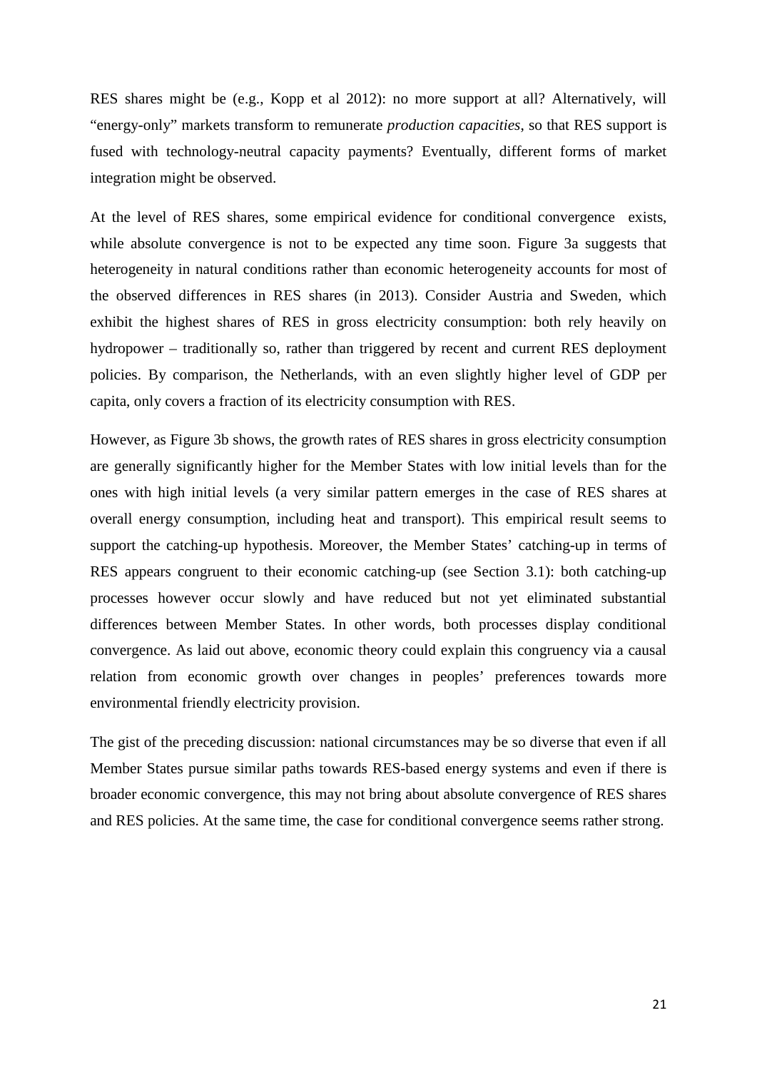RES shares might be (e.g., Kopp et al 2012): no more support at all? Alternatively, will "energy-only" markets transform to remunerate *production capacities*, so that RES support is fused with technology-neutral capacity payments? Eventually, different forms of market integration might be observed.

At the level of RES shares, some empirical evidence for conditional convergence exists, while absolute convergence is not to be expected any time soon. Figure 3a suggests that heterogeneity in natural conditions rather than economic heterogeneity accounts for most of the observed differences in RES shares (in 2013). Consider Austria and Sweden, which exhibit the highest shares of RES in gross electricity consumption: both rely heavily on hydropower – traditionally so, rather than triggered by recent and current RES deployment policies. By comparison, the Netherlands, with an even slightly higher level of GDP per capita, only covers a fraction of its electricity consumption with RES.

However, as Figure 3b shows, the growth rates of RES shares in gross electricity consumption are generally significantly higher for the Member States with low initial levels than for the ones with high initial levels (a very similar pattern emerges in the case of RES shares at overall energy consumption, including heat and transport). This empirical result seems to support the catching-up hypothesis. Moreover, the Member States' catching-up in terms of RES appears congruent to their economic catching-up (see Section 3.1): both catching-up processes however occur slowly and have reduced but not yet eliminated substantial differences between Member States. In other words, both processes display conditional convergence. As laid out above, economic theory could explain this congruency via a causal relation from economic growth over changes in peoples' preferences towards more environmental friendly electricity provision.

The gist of the preceding discussion: national circumstances may be so diverse that even if all Member States pursue similar paths towards RES-based energy systems and even if there is broader economic convergence, this may not bring about absolute convergence of RES shares and RES policies. At the same time, the case for conditional convergence seems rather strong.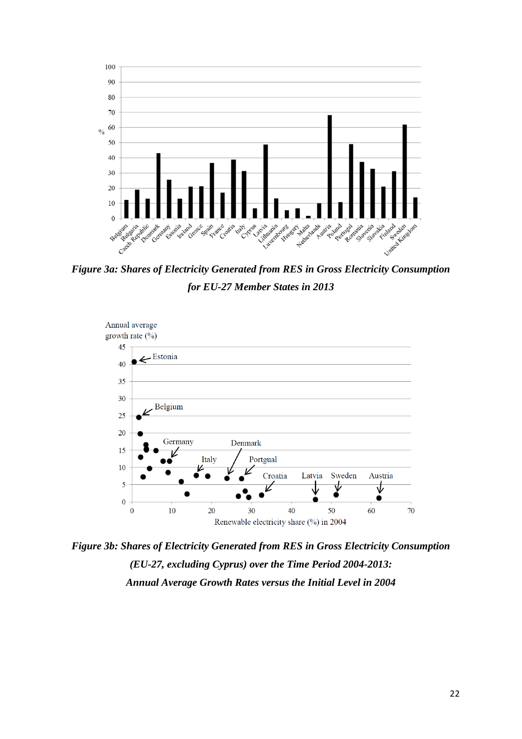*Figure 3a: Shares of Electricity Generated from RES in Gross Electricity Consumption for EU-27 Member States in 2013*

*Figure 3b: Shares of Electricity Generated from RES in Gross Electricity Consumption (EU-27, excluding Cyprus) over the Time Period 2004-2013: Annual Average Growth Rates versus the Initial Level in 2004*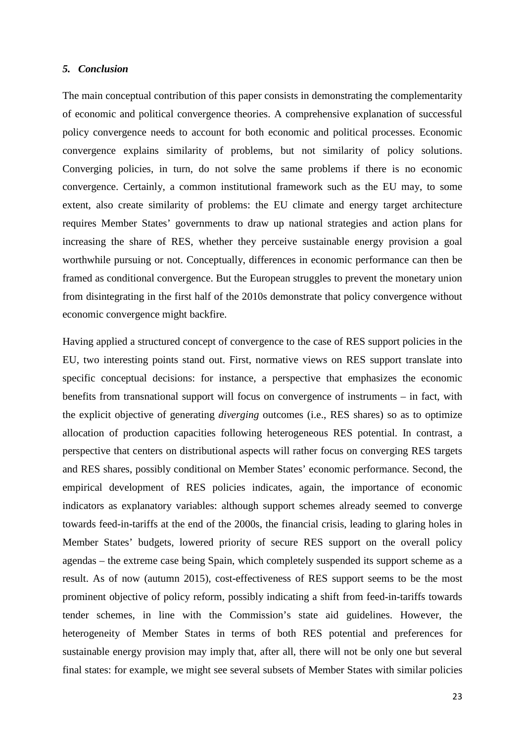### *5. Conclusion*

The main conceptual contribution of this paper consists in demonstrating the complementarity of economic and political convergence theories. A comprehensive explanation of successful policy convergence needs to account for both economic and political processes. Economic convergence explains similarity of problems, but not similarity of policy solutions. Converging policies, in turn, do not solve the same problems if there is no economic convergence. Certainly, a common institutional framework such as the EU may, to some extent, also create similarity of problems: the EU climate and energy target architecture requires Member States' governments to draw up national strategies and action plans for increasing the share of RES, whether they perceive sustainable energy provision a goal worthwhile pursuing or not. Conceptually, differences in economic performance can then be framed as conditional convergence. But the European struggles to prevent the monetary union from disintegrating in the first half of the 2010s demonstrate that policy convergence without economic convergence might backfire.

Having applied a structured concept of convergence to the case of RES support policies in the EU, two interesting points stand out. First, normative views on RES support translate into specific conceptual decisions: for instance, a perspective that emphasizes the economic benefits from transnational support will focus on convergence of instruments – in fact, with the explicit objective of generating *diverging* outcomes (i.e., RES shares) so as to optimize allocation of production capacities following heterogeneous RES potential. In contrast, a perspective that centers on distributional aspects will rather focus on converging RES targets and RES shares, possibly conditional on Member States' economic performance. Second, the empirical development of RES policies indicates, again, the importance of economic indicators as explanatory variables: although support schemes already seemed to converge towards feed-in-tariffs at the end of the 2000s, the financial crisis, leading to glaring holes in Member States' budgets, lowered priority of secure RES support on the overall policy agendas – the extreme case being Spain, which completely suspended its support scheme as a result. As of now (autumn 2015), cost-effectiveness of RES support seems to be the most prominent objective of policy reform, possibly indicating a shift from feed-in-tariffs towards tender schemes, in line with the Commission's state aid guidelines. However, the heterogeneity of Member States in terms of both RES potential and preferences for sustainable energy provision may imply that, after all, there will not be only one but several final states: for example, we might see several subsets of Member States with similar policies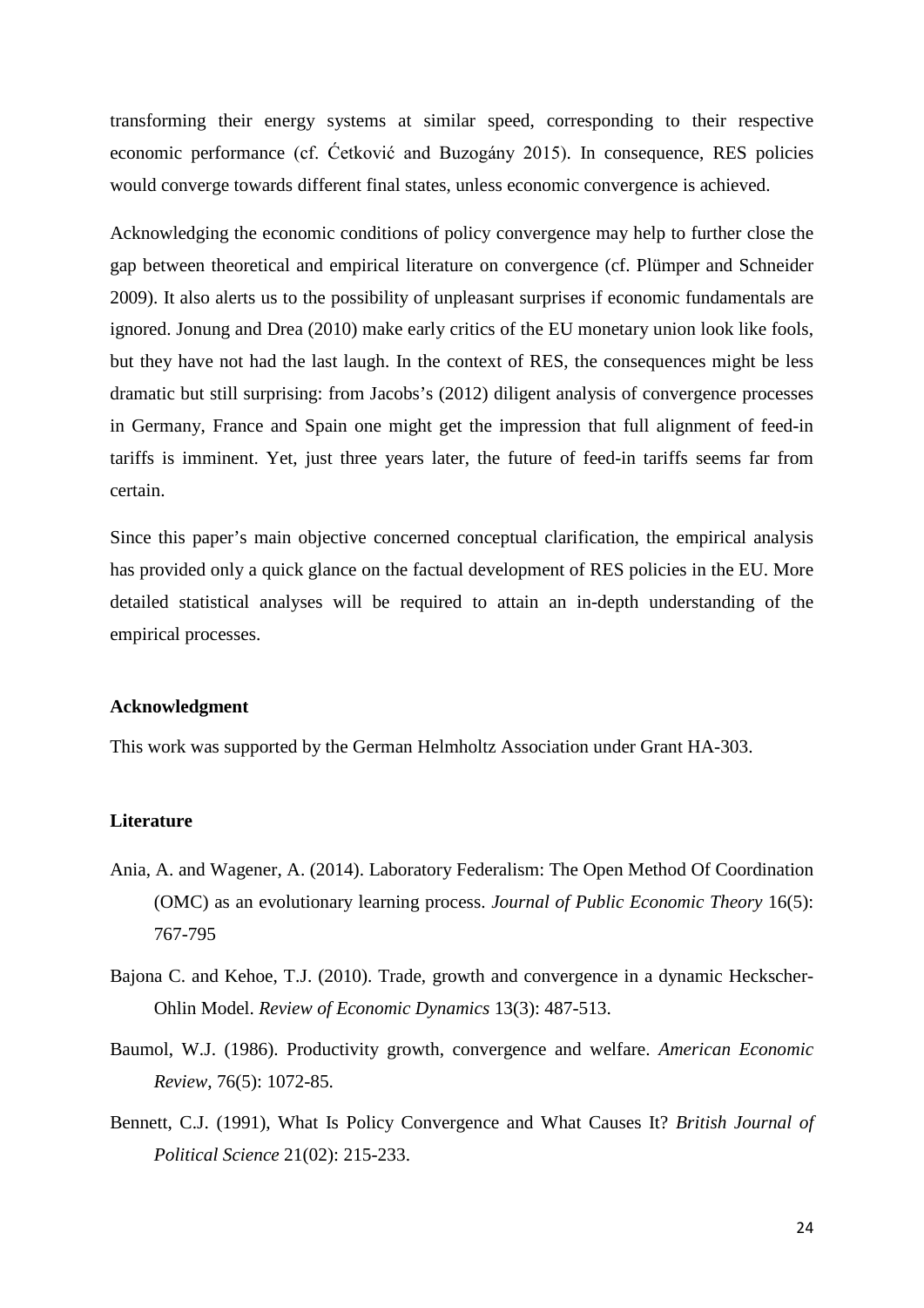transforming their energy systems at similar speed, corresponding to their respective economic performance (cf. Ćetković and Buzogány 2015). In consequence, RES policies would converge towards different final states, unless economic convergence is achieved.

Acknowledging the economic conditions of policy convergence may help to further close the gap between theoretical and empirical literature on convergence (cf. Plümper and Schneider 2009). It also alerts us to the possibility of unpleasant surprises if economic fundamentals are ignored. Jonung and Drea (2010) make early critics of the EU monetary union look like fools, but they have not had the last laugh. In the context of RES, the consequences might be less dramatic but still surprising: from Jacobs's (2012) diligent analysis of convergence processes in Germany, France and Spain one might get the impression that full alignment of feed-in tariffs is imminent. Yet, just three years later, the future of feed-in tariffs seems far from certain.

Since this paper's main objective concerned conceptual clarification, the empirical analysis has provided only a quick glance on the factual development of RES policies in the EU. More detailed statistical analyses will be required to attain an in-depth understanding of the empirical processes.

**Acknowledgment**

This work was supported by the German Helmholtz Association under Grant HA-303.

**Literature**

Ania, A. and Wagener, A. (2014). Laboratory Federalism: The Open Method Of Coordination (OMC) as an evolutionary learning process. *Journal of Public Economic Theory* 16(5): 767-795

Bajona C. and Kehoe, T.J. (2010). Trade, growth and convergence in a dynamic Heckscher-Ohlin Model. *Review of Economic Dynamics* 13(3): 487-513.

Baumol, W.J. (1986). Productivity growth, convergence and welfare. *American Economic Review*, 76(5): 1072-85.

Bennett, C.J. (1991), What Is Policy Convergence and What Causes It? *British Journal of Political Science* 21(02): 215-233.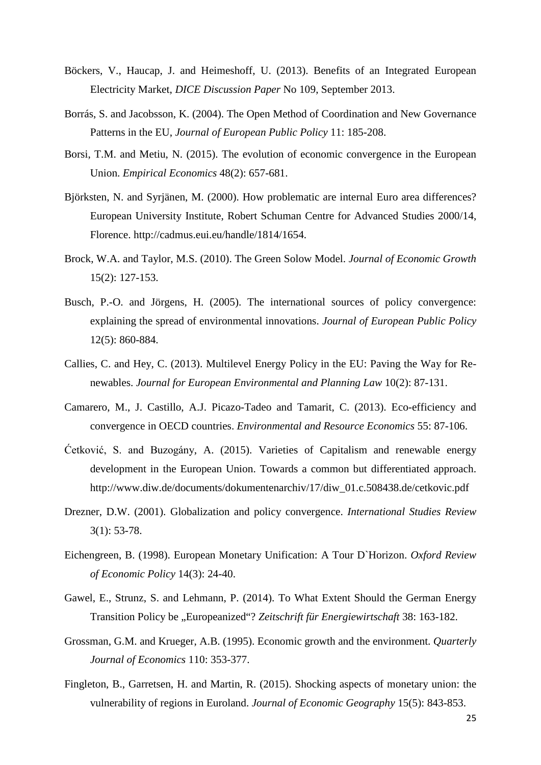Böckers, V., Haucap, J. and Heimeshoff, U. (2013). Benefits of an Integrated European Electricity Market, *DICE Discussion Paper* No 109, September 2013.

Borrás, S. and Jacobsson, K. (2004). The Open Method of Coordination and New Governance Patterns in the EU, *Journal of European Public Policy* 11: 185-208.

Borsi, T.M. and Metiu, N. (2015). The evolution of economic convergence in the European Union. *Empirical Economics* 48(2): 657-681.

Björksten, N. and Syrjänen, M. (2000). How problematic are internal Euro area differences? European University Institute, Robert Schuman Centre for Advanced Studies 2000/14, Florence. http://cadmus.eui.eu/handle/1814/1654.

Brock, W.A. and Taylor, M.S. (2010). The Green Solow Model. *Journal of Economic Growth* 15(2): 127-153.

Busch, P.-O. and Jörgens, H. (2005). The international sources of policy convergence: explaining the spread of environmental innovations. *Journal of European Public Policy* 12(5): 860-884.

Callies, C. and Hey, C. (2013). Multilevel Energy Policy in the EU: Paving the Way for Renewables. *Journal for European Environmental and Planning Law* 10(2): 87-131.

Camarero, M., J. Castillo, A.J. Picazo-Tadeo and Tamarit, C. (2013). Eco-efficiency and convergence in OECD countries. *Environmental and Resource Economics* 55: 87-106.

Ćetković, S. and Buzogány, A. (2015). Varieties of Capitalism and renewable energy development in the European Union. Towards a common but differentiated approach. http://www.diw.de/documents/dokumentenarchiv/17/diw_01.c.508438.de/cetkovic.pdf

Drezner, D.W. (2001). Globalization and policy convergence. *International Studies Review* 3(1): 53-78.

Eichengreen, B. (1998). European Monetary Unification: A Tour D`Horizon. *Oxford Review of Economic Policy* 14(3): 24-40.

Gawel, E., Strunz, S. and Lehmann, P. (2014). To What Extent Should the German Energy Transition Policy be „Europeanized“? *Zeitschrift für Energiewirtschaft* 38: 163-182.

Grossman, G.M. and Krueger, A.B. (1995). Economic growth and the environment. *Quarterly Journal of Economics* 110: 353-377.

Fingleton, B., Garretsen, H. and Martin, R. (2015). Shocking aspects of monetary union: the vulnerability of regions in Euroland. *Journal of Economic Geography* 15(5): 843-853.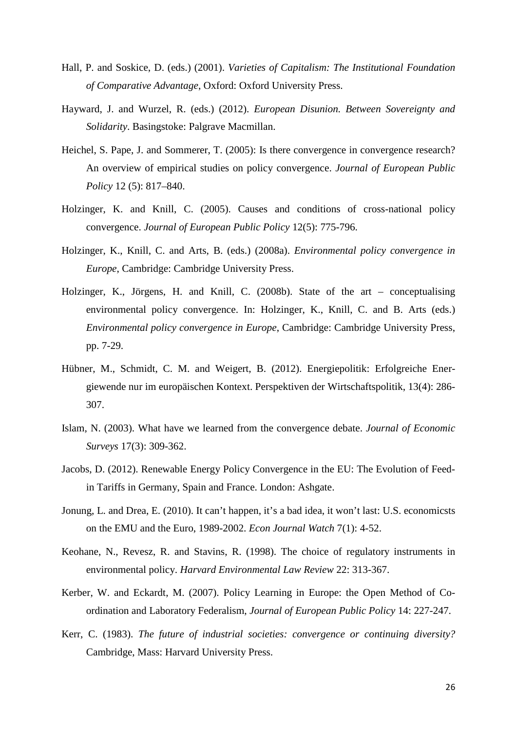Hall, P. and Soskice, D. (eds.) (2001). *Varieties of Capitalism: The Institutional Foundation of Comparative Advantage*, Oxford: Oxford University Press.

Hayward, J. and Wurzel, R. (eds.) (2012). *European Disunion. Between Sovereignty and Solidarity*. Basingstoke: Palgrave Macmillan.

Heichel, S. Pape, J. and Sommerer, T. (2005): Is there convergence in convergence research? An overview of empirical studies on policy convergence. *Journal of European Public Policy* 12 (5): 817–840.

Holzinger, K. and Knill, C. (2005). Causes and conditions of cross-national policy convergence. *Journal of European Public Policy* 12(5): 775-796.

Holzinger, K., Knill, C. and Arts, B. (eds.) (2008a). *Environmental policy convergence in Europe*, Cambridge: Cambridge University Press.

Holzinger, K., Jörgens, H. and Knill, C. (2008b). State of the art – conceptualising environmental policy convergence. In: Holzinger, K., Knill, C. and B. Arts (eds.) *Environmental policy convergence in Europe*, Cambridge: Cambridge University Press, pp. 7-29.

Hübner, M., Schmidt, C. M. and Weigert, B. (2012). Energiepolitik: Erfolgreiche Energiewende nur im europäischen Kontext. Perspektiven der Wirtschaftspolitik, 13(4): 286-307.

Islam, N. (2003). What have we learned from the convergence debate. *Journal of Economic Surveys* 17(3): 309-362.

Jacobs, D. (2012). Renewable Energy Policy Convergence in the EU: The Evolution of Feed-in Tariffs in Germany, Spain and France. London: Ashgate.

Jonung, L. and Drea, E. (2010). It can't happen, it's a bad idea, it won't last: U.S. economicsts on the EMU and the Euro, 1989-2002. *Econ Journal Watch* 7(1): 4-52.

Keohane, N., Revesz, R. and Stavins, R. (1998). The choice of regulatory instruments in environmental policy. *Harvard Environmental Law Review* 22: 313-367.

Kerber, W. and Eckardt, M. (2007). Policy Learning in Europe: the Open Method of Co-ordination and Laboratory Federalism, *Journal of European Public Policy* 14: 227-247.

Kerr, C. (1983). *The future of industrial societies: convergence or continuing diversity?* Cambridge, Mass: Harvard University Press.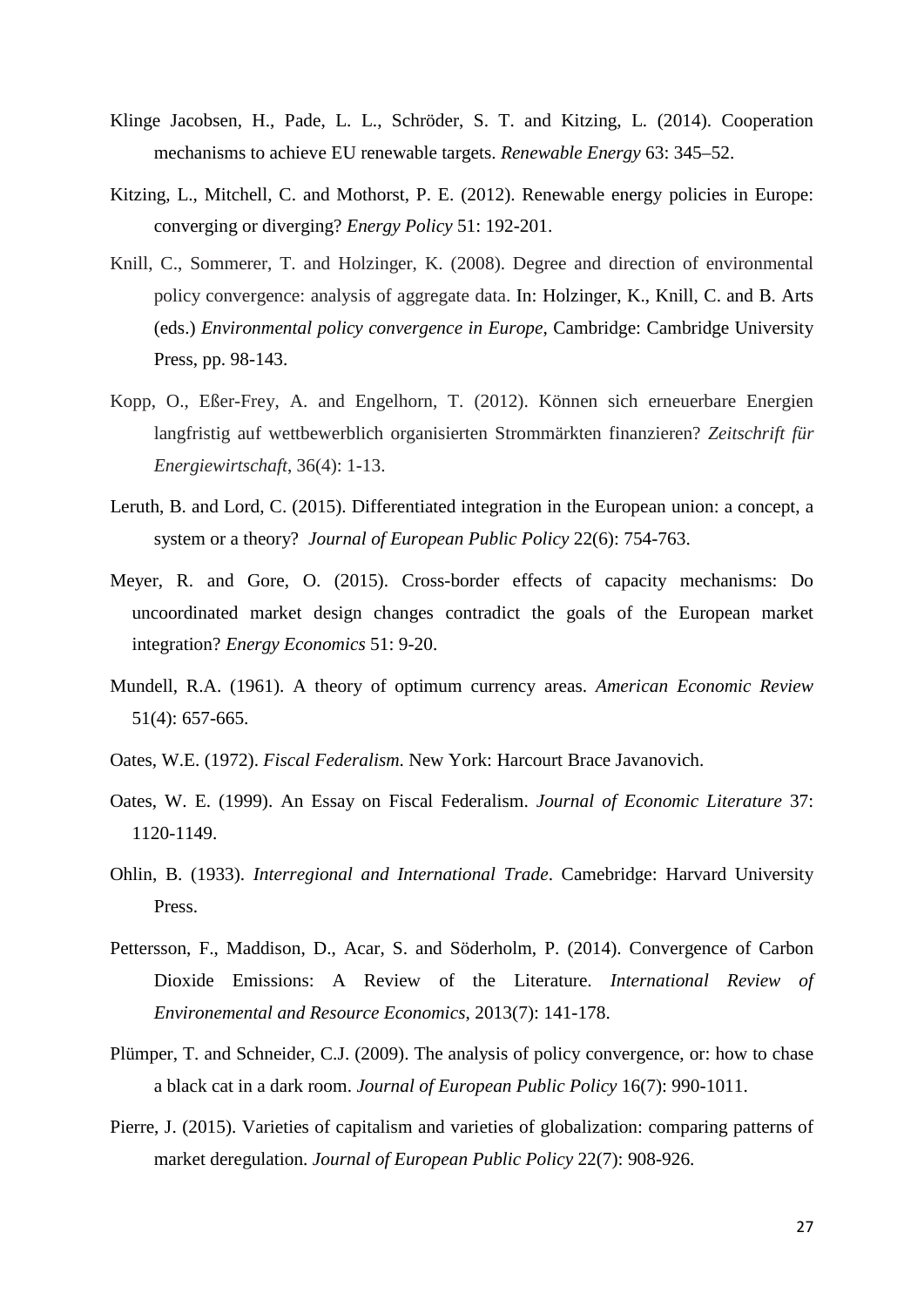Klinge Jacobsen, H., Pade, L. L., Schröder, S. T. and Kitzing, L. (2014). Cooperation mechanisms to achieve EU renewable targets. *Renewable Energy* 63: 345–52.

Kitzing, L., Mitchell, C. and Mothorst, P. E. (2012). Renewable energy policies in Europe: converging or diverging? *Energy Policy* 51: 192-201.

Knill, C., Sommerer, T. and Holzinger, K. (2008). Degree and direction of environmental policy convergence: analysis of aggregate data. In: Holzinger, K., Knill, C. and B. Arts (eds.) *Environmental policy convergence in Europe*, Cambridge: Cambridge University Press, pp. 98-143.

Kopp, O., Eßer-Frey, A. and Engelhorn, T. (2012). Können sich erneuerbare Energien langfristig auf wettbewerblich organisierten Strommärkten finanzieren? *Zeitschrift für Energiewirtschaft*, 36(4): 1-13.

Leruth, B. and Lord, C. (2015). Differentiated integration in the European union: a concept, a system or a theory? *Journal of European Public Policy* 22(6): 754-763.

Meyer, R. and Gore, O. (2015). Cross-border effects of capacity mechanisms: Do uncoordinated market design changes contradict the goals of the European market integration? *Energy Economics* 51: 9-20.

Mundell, R.A. (1961). A theory of optimum currency areas. *American Economic Review* 51(4): 657-665.

Oates, W.E. (1972). *Fiscal Federalism*. New York: Harcourt Brace Javanovich.

Oates, W. E. (1999). An Essay on Fiscal Federalism. *Journal of Economic Literature* 37: 1120-1149.

Ohlin, B. (1933). *Interregional and International Trade*. Camebridge: Harvard University Press.

Pettersson, F., Maddison, D., Acar, S. and Söderholm, P. (2014). Convergence of Carbon Dioxide Emissions: A Review of the Literature. *International Review of Environemental and Resource Economics*, 2013(7): 141-178.

Plümper, T. and Schneider, C.J. (2009). The analysis of policy convergence, or: how to chase a black cat in a dark room. *Journal of European Public Policy* 16(7): 990-1011.

Pierre, J. (2015). Varieties of capitalism and varieties of globalization: comparing patterns of market deregulation. *Journal of European Public Policy* 22(7): 908-926.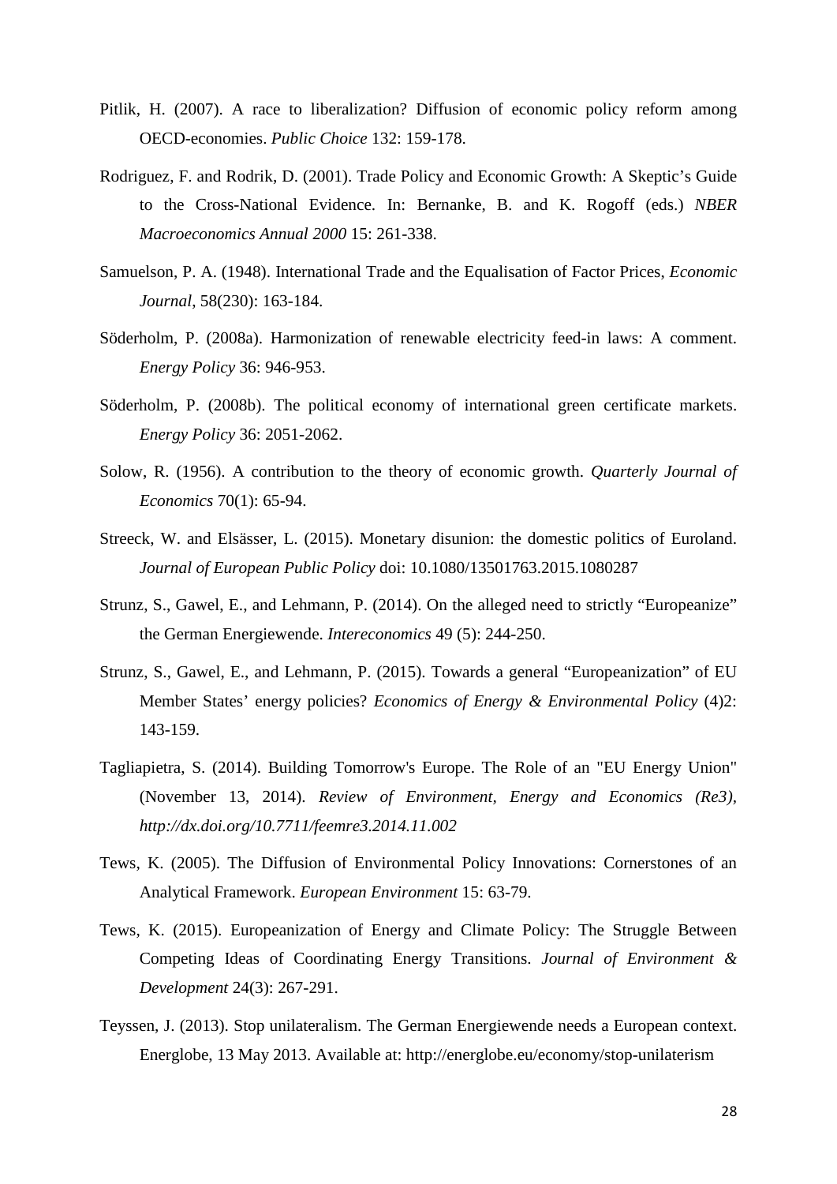Pitlik, H. (2007). A race to liberalization? Diffusion of economic policy reform among OECD-economies. *Public Choice* 132: 159-178.

Rodriguez, F. and Rodrik, D. (2001). Trade Policy and Economic Growth: A Skeptic's Guide to the Cross-National Evidence. In: Bernanke, B. and K. Rogoff (eds.) *NBER Macroeconomics Annual 2000* 15: 261-338.

Samuelson, P. A. (1948). International Trade and the Equalisation of Factor Prices, *Economic Journal*, 58(230): 163-184.

Söderholm, P. (2008a). Harmonization of renewable electricity feed-in laws: A comment. *Energy Policy* 36: 946-953.

Söderholm, P. (2008b). The political economy of international green certificate markets. *Energy Policy* 36: 2051-2062.

Solow, R. (1956). A contribution to the theory of economic growth. *Quarterly Journal of Economics* 70(1): 65-94.

Streeck, W. and Elsässer, L. (2015). Monetary disunion: the domestic politics of Euroland. *Journal of European Public Policy* doi: 10.1080/13501763.2015.1080287

Strunz, S., Gawel, E., and Lehmann, P. (2014). On the alleged need to strictly "Europeanize" the German Energiewende. *Intereconomics* 49 (5): 244-250.

Strunz, S., Gawel, E., and Lehmann, P. (2015). Towards a general "Europeanization" of EU Member States' energy policies? *Economics of Energy & Environmental Policy* (4)2: 143-159.

Tagliapietra, S. (2014). Building Tomorrow's Europe. The Role of an "EU Energy Union" (November 13, 2014). *Review of Environment, Energy and Economics (Re3), http://dx.doi.org/10.7711/feemre3.2014.11.002*

Tews, K. (2005). The Diffusion of Environmental Policy Innovations: Cornerstones of an Analytical Framework. *European Environment* 15: 63-79.

Tews, K. (2015). Europeanization of Energy and Climate Policy: The Struggle Between Competing Ideas of Coordinating Energy Transitions. *Journal of Environment & Development* 24(3): 267-291.

Teyssen, J. (2013). Stop unilateralism. The German Energiewende needs a European context. Energlobe, 13 May 2013. Available at: http://energlobe.eu/economy/stop-unilaterism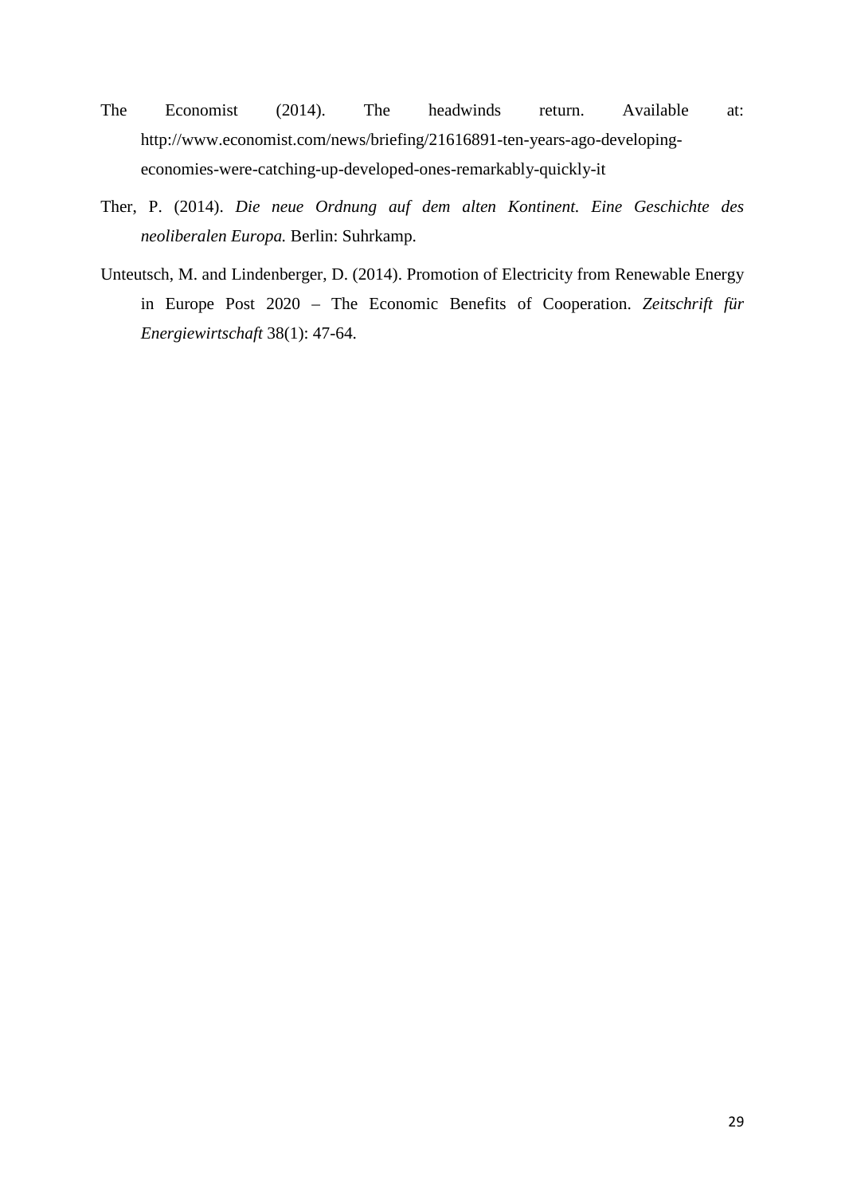The Economist (2014). The headwinds return. Available at: http://www.economist.com/news/briefing/21616891-ten-years-ago-developing-economies-were-catching-up-developed-ones-remarkably-quickly-it

Ther, P. (2014). *Die neue Ordnung auf dem alten Kontinent. Eine Geschichte des neoliberalen Europa.* Berlin: Suhrkamp.

Unteutsch, M. and Lindenberger, D. (2014). Promotion of Electricity from Renewable Energy in Europe Post 2020 – The Economic Benefits of Cooperation. *Zeitschrift für Energiewirtschaft* 38(1): 47-64.